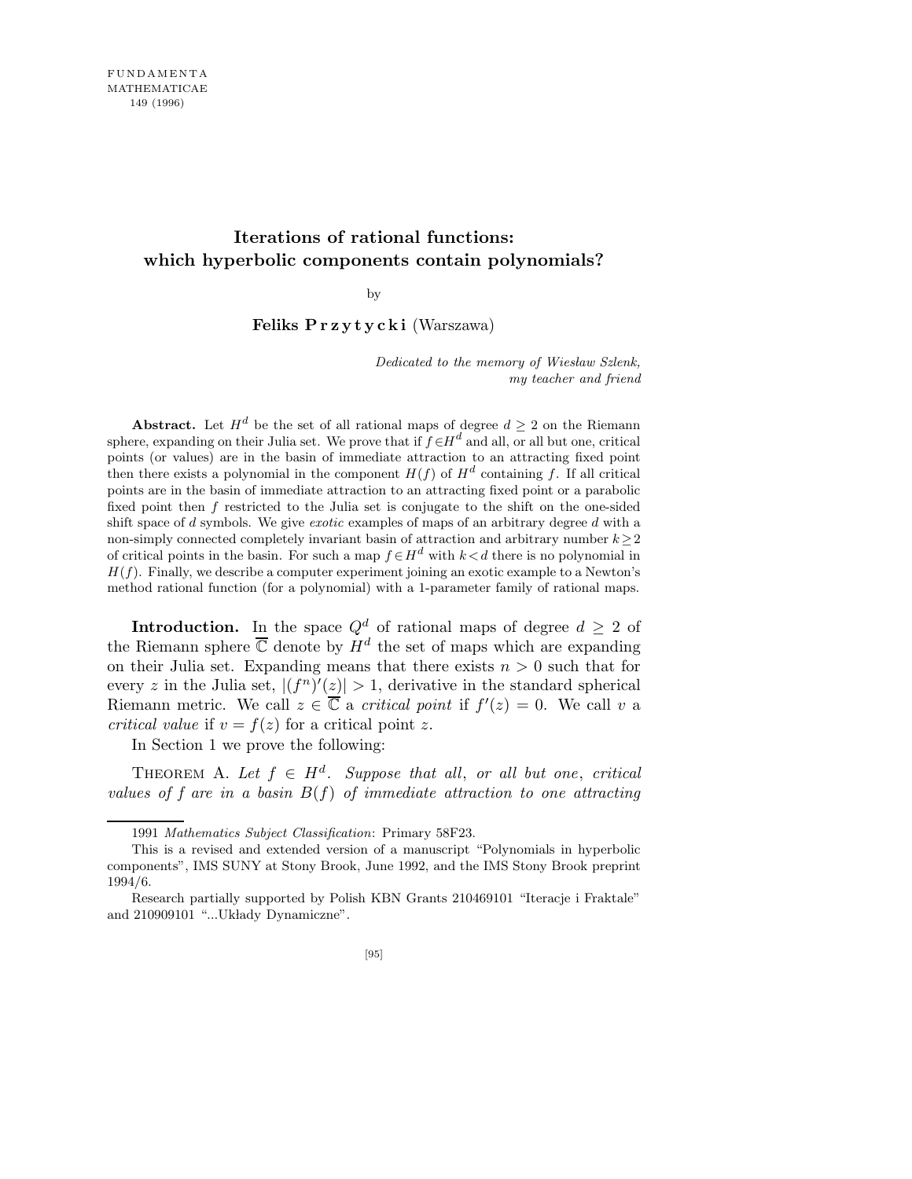# Iterations of rational functions: which hyperbolic components contain polynomials?

by

**Feliks Przytycki** (Warszawa)

*Dedicated to the memory of Wiesław Szlenk, my teacher and friend*

**Abstract.** Let $H^d$ be the set of all rational maps of degree $d \geq 2$ on the Riemann sphere, expanding on their Julia set. We prove that if $f \in H^d$ and all, or all but one, critical points (or values) are in the basin of immediate attraction to an attracting fixed point then there exists a polynomial in the component $H(f)$ of $H^d$ containing $f$. If all critical points are in the basin of immediate attraction to an attracting fixed point or a parabolic fixed point then $f$ restricted to the Julia set is conjugate to the shift on the one-sided shift space of $d$ symbols. We give *exotic* examples of maps of an arbitrary degree $d$ with a non-simply connected completely invariant basin of attraction and arbitrary number $k \geq 2$ of critical points in the basin. For such a map $f \in H^d$ with $k < d$ there is no polynomial in $H(f)$. Finally, we describe a computer experiment joining an exotic example to a Newton's method rational function (for a polynomial) with a 1-parameter family of rational maps.

**Introduction.** In the space $Q^d$ of rational maps of degree $d \geq 2$ of the Riemann sphere $\overline{\mathbb{C}}$ denote by $H^d$ the set of maps which are expanding on their Julia set. Expanding means that there exists $n > 0$ such that for every $z$ in the Julia set, $|(f^n)'(z)| > 1$, derivative in the standard spherical Riemann metric. We call $z \in \overline{\mathbb{C}}$ a *critical point* if $f'(z) = 0$. We call $v$ a *critical value* if $v = f(z)$ for a critical point $z$.

In Section 1 we prove the following:

Theorem A. *Let $f \in H^d$. Suppose that all, or all but one, critical values of $f$ are in a basin $B(f)$ of immediate attraction to one attracting*

---

1991 *Mathematics Subject Classification*: Primary 58F23.

This is a revised and extended version of a manuscript "Polynomials in hyperbolic components", IMS SUNY at Stony Brook, June 1992, and the IMS Stony Brook preprint 1994/6.

Research partially supported by Polish KBN Grants 210469101 "Iteracje i Fraktale" and 210909101 "...Układy Dynamiczne".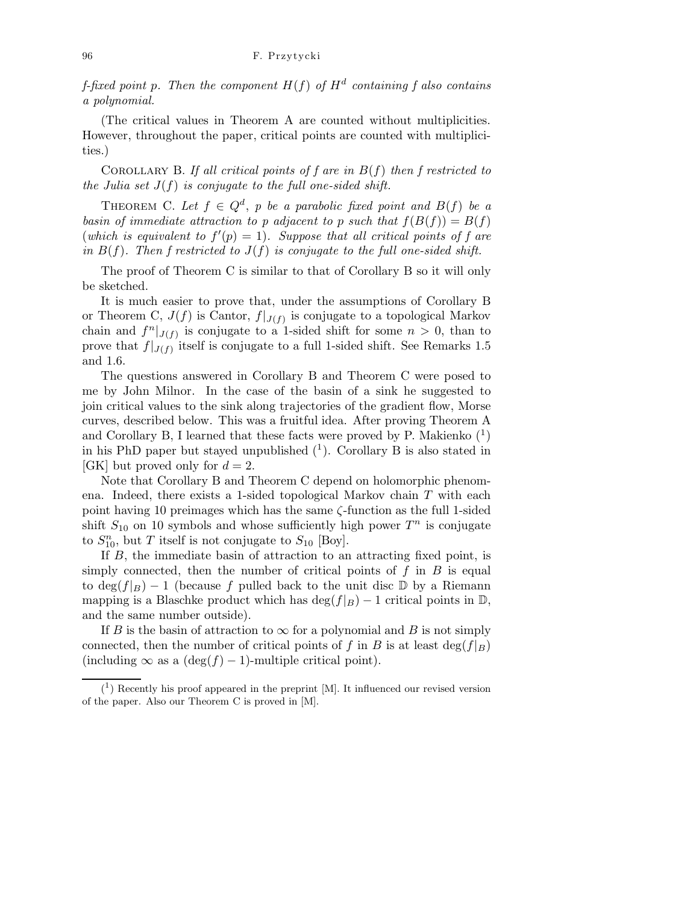*$f$-fixed point $p$. Then the component $H(f)$ of $H^d$ containing $f$ also contains a polynomial.*

(The critical values in Theorem A are counted without multiplicities. However, throughout the paper, critical points are counted with multiplicities.)

Corollary B. *If all critical points of $f$ are in $B(f)$ then $f$ restricted to the Julia set $J(f)$ is conjugate to the full one-sided shift.*

Theorem C. *Let $f \in Q^d$, $p$ be a parabolic fixed point and $B(f)$ be a basin of immediate attraction to $p$ adjacent to $p$ such that $f(B(f)) = B(f)$ (which is equivalent to $f'(p) = 1$). Suppose that all critical points of $f$ are in $B(f)$. Then $f$ restricted to $J(f)$ is conjugate to the full one-sided shift.*

The proof of Theorem C is similar to that of Corollary B so it will only be sketched.

It is much easier to prove that, under the assumptions of Corollary B or Theorem C, $J(f)$ is Cantor, $f|_{J(f)}$ is conjugate to a topological Markov chain and $f^n|_{J(f)}$ is conjugate to a 1-sided shift for some $n > 0$, than to prove that $f|_{J(f)}$ itself is conjugate to a full 1-sided shift. See Remarks 1.5 and 1.6.

The questions answered in Corollary B and Theorem C were posed to me by John Milnor. In the case of the basin of a sink he suggested to join critical values to the sink along trajectories of the gradient flow, Morse curves, described below. This was a fruitful idea. After proving Theorem A and Corollary B, I learned that these facts were proved by P. Makienko [1] in his PhD paper but stayed unpublished [1]. Corollary B is also stated in [GK] but proved only for $d = 2$.

Note that Corollary B and Theorem C depend on holomorphic phenomena. Indeed, there exists a 1-sided topological Markov chain $T$ with each point having 10 preimages which has the same $\zeta$-function as the full 1-sided shift $S_{10}$ on 10 symbols and whose sufficiently high power $T^n$ is conjugate to $S_{10}^n$, but $T$ itself is not conjugate to $S_{10}$ [Boy].

If $B$, the immediate basin of attraction to an attracting fixed point, is simply connected, then the number of critical points of $f$ in $B$ is equal to $\deg(f|_B) - 1$ (because $f$ pulled back to the unit disc $\mathbb{D}$ by a Riemann mapping is a Blaschke product which has $\deg(f|_B) - 1$ critical points in $\mathbb{D}$, and the same number outside).

If $B$ is the basin of attraction to $\infty$ for a polynomial and $B$ is not simply connected, then the number of critical points of $f$ in $B$ is at least $\deg(f|_B)$ (including $\infty$ as a $(\deg(f) - 1)$-multiple critical point).

---

[1] Recently his proof appeared in the preprint [M]. It influenced our revised version of the paper. Also our Theorem C is proved in [M].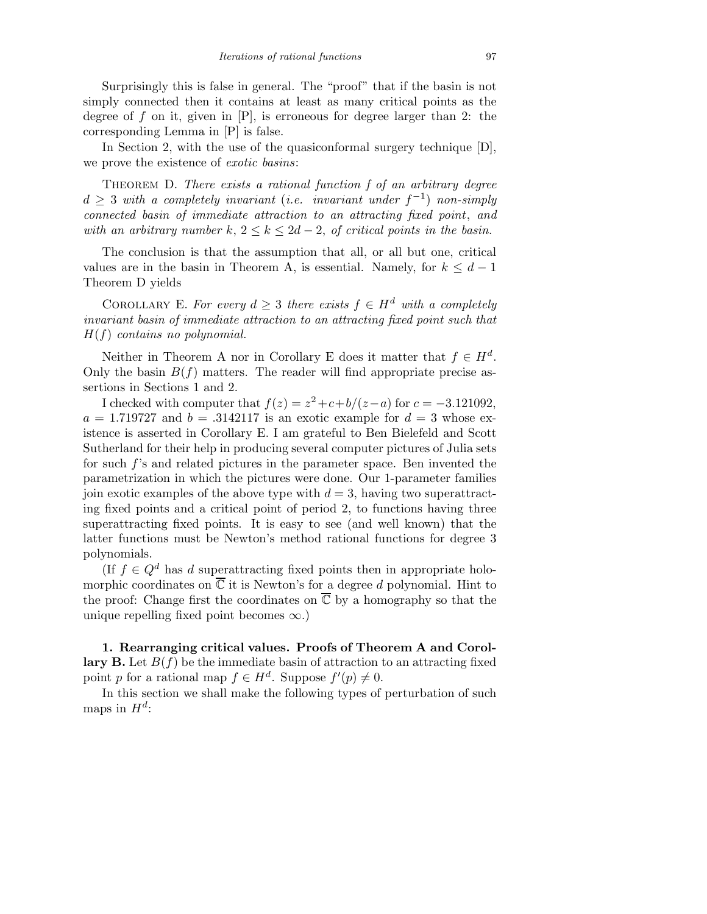Surprisingly this is false in general. The "proof" that if the basin is not simply connected then it contains at least as many critical points as the degree of $f$ on it, given in [P], is erroneous for degree larger than 2: the corresponding Lemma in [P] is false.

In Section 2, with the use of the quasiconformal surgery technique [D], we prove the existence of *exotic basins*:

Theorem D. *There exists a rational function $f$ of an arbitrary degree $d \geq 3$ with a completely invariant* (*i.e. invariant under $f^{-1}$*) *non-simply connected basin of immediate attraction to an attracting fixed point*, *and with an arbitrary number $k$, $2 \leq k \leq 2d-2$, of critical points in the basin.*

The conclusion is that the assumption that all, or all but one, critical values are in the basin in Theorem A, is essential. Namely, for $k \leq d-1$ Theorem D yields

Corollary E. *For every $d \geq 3$ there exists $f \in H^d$ with a completely invariant basin of immediate attraction to an attracting fixed point such that $H(f)$ contains no polynomial.*

Neither in Theorem A nor in Corollary E does it matter that $f \in H^d$. Only the basin $B(f)$ matters. The reader will find appropriate precise assertions in Sections 1 and 2.

I checked with computer that $f(z) = z^2 + c + b/(z-a)$ for $c = -3.121092$, $a = 1.719727$ and $b = .3142117$ is an exotic example for $d = 3$ whose existence is asserted in Corollary E. I am grateful to Ben Bielefeld and Scott Sutherland for their help in producing several computer pictures of Julia sets for such $f$'s and related pictures in the parameter space. Ben invented the parametrization in which the pictures were done. Our 1-parameter families join exotic examples of the above type with $d = 3$, having two superattracting fixed points and a critical point of period 2, to functions having three superattracting fixed points. It is easy to see (and well known) that the latter functions must be Newton's method rational functions for degree 3 polynomials.

(If $f \in Q^d$ has $d$ superattracting fixed points then in appropriate holomorphic coordinates on $\overline{\mathbb{C}}$ it is Newton's for a degree $d$ polynomial. Hint to the proof: Change first the coordinates on $\overline{\mathbb{C}}$ by a homography so that the unique repelling fixed point becomes $\infty$.)

**1. Rearranging critical values. Proofs of Theorem A and Corollary B.** Let $B(f)$ be the immediate basin of attraction to an attracting fixed point $p$ for a rational map $f \in H^d$. Suppose $f'(p) \neq 0$.

In this section we shall make the following types of perturbation of such maps in $H^d$: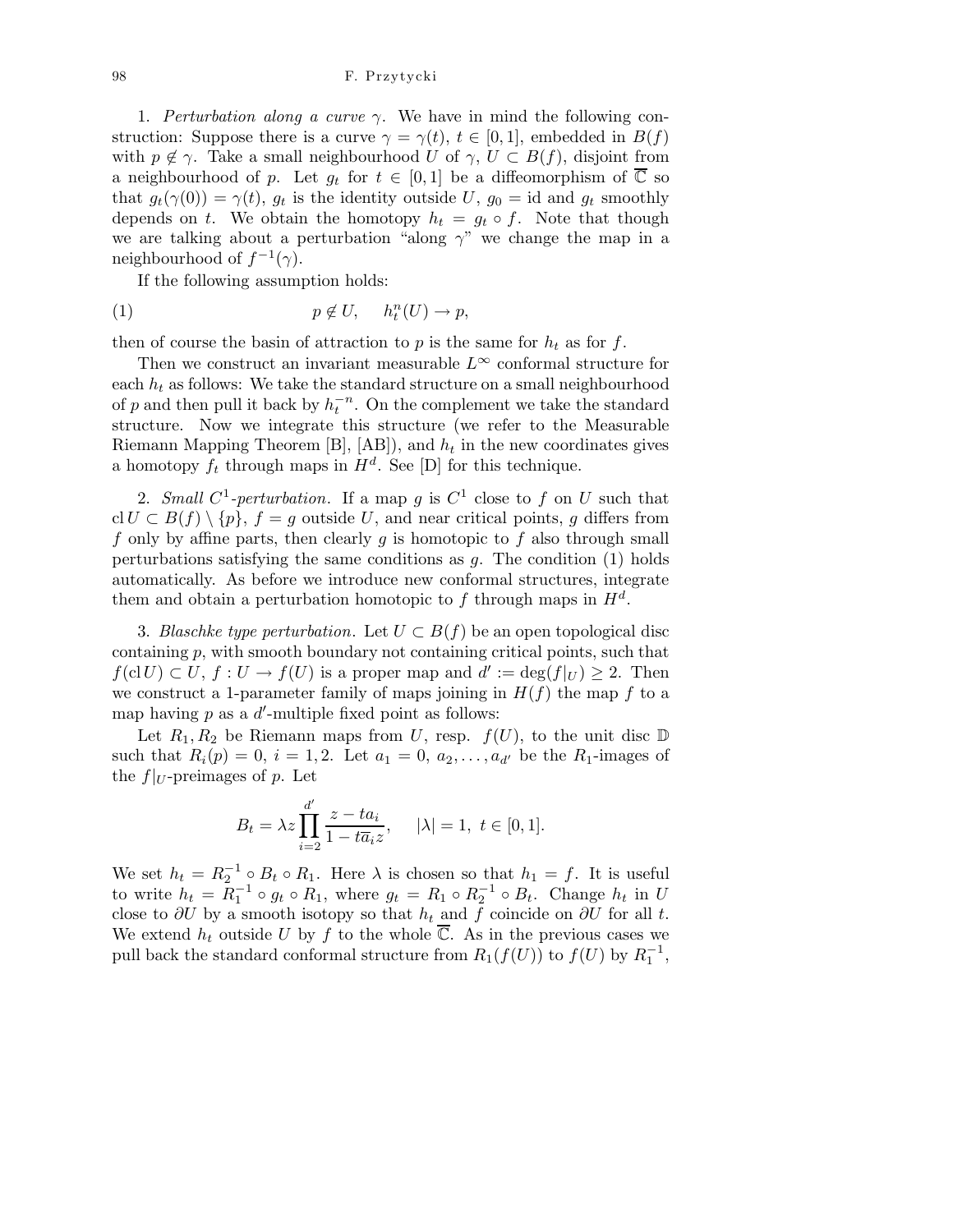1. *Perturbation along a curve* $\gamma$. We have in mind the following construction: Suppose there is a curve $\gamma = \gamma(t)$, $t \in [0,1]$, embedded in $B(f)$ with $p \notin \gamma$. Take a small neighbourhood $U$ of $\gamma$, $U \subset B(f)$, disjoint from a neighbourhood of $p$. Let $g_t$ for $t \in [0,1]$ be a diffeomorphism of $\overline{\mathbb{C}}$ so that $g_t(\gamma(0)) = \gamma(t)$, $g_t$ is the identity outside $U$, $g_0 = \mathrm{id}$ and $g_t$ smoothly depends on $t$. We obtain the homotopy $h_t = g_t \circ f$. Note that though we are talking about a perturbation "along $\gamma$" we change the map in a neighbourhood of $f^{-1}(\gamma)$.

If the following assumption holds:

$$p \notin U, \quad h_t^n(U) \to p, \tag{1}$$

then of course the basin of attraction to $p$ is the same for $h_t$ as for $f$.

Then we construct an invariant measurable $L^\infty$ conformal structure for each $h_t$ as follows: We take the standard structure on a small neighbourhood of $p$ and then pull it back by $h_t^{-n}$. On the complement we take the standard structure. Now we integrate this structure (we refer to the Measurable Riemann Mapping Theorem [B], [AB]), and $h_t$ in the new coordinates gives a homotopy $f_t$ through maps in $H^d$. See [D] for this technique.

2. *Small $C^1$-perturbation*. If a map $g$ is $C^1$ close to $f$ on $U$ such that $\mathrm{cl}\, U \subset B(f) \setminus \{p\}$, $f = g$ outside $U$, and near critical points, $g$ differs from $f$ only by affine parts, then clearly $g$ is homotopic to $f$ also through small perturbations satisfying the same conditions as $g$. The condition (1) holds automatically. As before we introduce new conformal structures, integrate them and obtain a perturbation homotopic to $f$ through maps in $H^d$.

3. *Blaschke type perturbation*. Let $U \subset B(f)$ be an open topological disc containing $p$, with smooth boundary not containing critical points, such that $f(\mathrm{cl}\, U) \subset U$, $f : U \to f(U)$ is a proper map and $d' := \deg(f|_U) \geq 2$. Then we construct a 1-parameter family of maps joining in $H(f)$ the map $f$ to a map having $p$ as a $d'$-multiple fixed point as follows:

Let $R_1, R_2$ be Riemann maps from $U$, resp. $f(U)$, to the unit disc $\mathbb{D}$ such that $R_i(p) = 0$, $i = 1, 2$. Let $a_1 = 0, a_2, \ldots, a_{d'}$ be the $R_1$-images of the $f|_U$-preimages of $p$. Let

$$B_t = \lambda z \prod_{i=2}^{d'} \frac{z - ta_i}{1 - t\overline{a}_i z}, \quad |\lambda| = 1, \ t \in [0,1].$$

We set $h_t = R_2^{-1} \circ B_t \circ R_1$. Here $\lambda$ is chosen so that $h_1 = f$. It is useful to write $h_t = R_1^{-1} \circ g_t \circ R_1$, where $g_t = R_1 \circ R_2^{-1} \circ B_t$. Change $h_t$ in $U$ close to $\partial U$ by a smooth isotopy so that $h_t$ and $f$ coincide on $\partial U$ for all $t$. We extend $h_t$ outside $U$ by $f$ to the whole $\overline{\mathbb{C}}$. As in the previous cases we pull back the standard conformal structure from $R_1(f(U))$ to $f(U)$ by $R_1^{-1}$,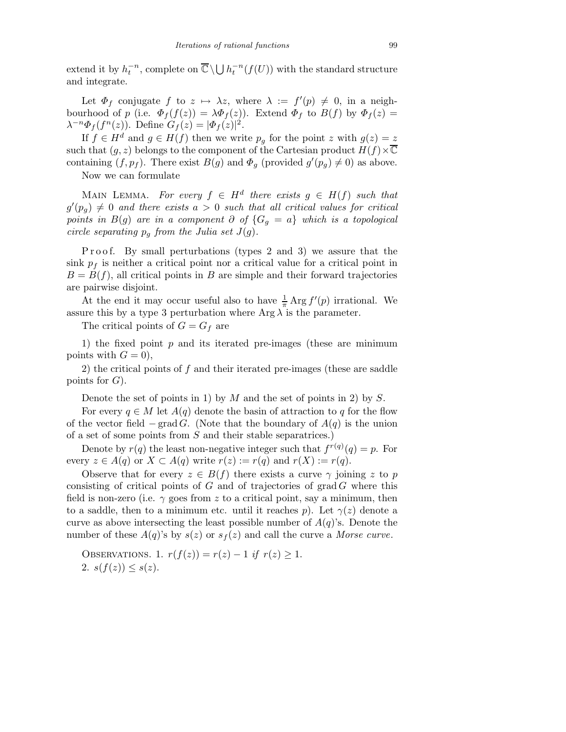extend it by $h_t^{-n}$, complete on $\overline{\mathbb{C}} \setminus \bigcup h_t^{-n}(f(U))$ with the standard structure and integrate.

Let $\Phi_f$ conjugate $f$ to $z \mapsto \lambda z$, where $\lambda := f'(p) \neq 0$, in a neighbourhood of $p$ (i.e. $\Phi_f(f(z)) = \lambda \Phi_f(z)$). Extend $\Phi_f$ to $B(f)$ by $\Phi_f(z) = \lambda^{-n}\Phi_f(f^n(z))$. Define $G_f(z) = |\Phi_f(z)|^2$.

If $f \in H^d$ and $g \in H(f)$ then we write $p_g$ for the point $z$ with $g(z) = z$ such that $(g, z)$ belongs to the component of the Cartesian product $H(f) \times \overline{\mathbb{C}}$ containing $(f, p_f)$. There exist $B(g)$ and $\Phi_g$ (provided $g'(p_g) \neq 0$) as above.

Now we can formulate

Main Lemma. *For every $f \in H^d$ there exists $g \in H(f)$ such that $g'(p_g) \neq 0$ and there exists $a > 0$ such that all critical values for critical points in $B(g)$ are in a component $\partial$ of $\{G_g = a\}$ which is a topological circle separating $p_g$ from the Julia set $J(g)$.*

Proof. By small perturbations (types 2 and 3) we assure that the sink $p_f$ is neither a critical point nor a critical value for a critical point in $B = B(f)$, all critical points in $B$ are simple and their forward trajectories are pairwise disjoint.

At the end it may occur useful also to have $\frac{1}{\pi} \operatorname{Arg} f'(p)$ irrational. We assure this by a type 3 perturbation where $\operatorname{Arg} \lambda$ is the parameter.

The critical points of $G = G_f$ are

1) the fixed point $p$ and its iterated pre-images (these are minimum points with $G = 0$),

2) the critical points of $f$ and their iterated pre-images (these are saddle points for $G$).

Denote the set of points in 1) by $M$ and the set of points in 2) by $S$.

For every $q \in M$ let $A(q)$ denote the basin of attraction to $q$ for the flow of the vector field $-\operatorname{grad} G$. (Note that the boundary of $A(q)$ is the union of a set of some points from $S$ and their stable separatrices.)

Denote by $r(q)$ the least non-negative integer such that $f^{r(q)}(q) = p$. For every $z \in A(q)$ or $X \subset A(q)$ write $r(z) := r(q)$ and $r(X) := r(q)$.

Observe that for every $z \in B(f)$ there exists a curve $\gamma$ joining $z$ to $p$ consisting of critical points of $G$ and of trajectories of $\operatorname{grad} G$ where this field is non-zero (i.e. $\gamma$ goes from $z$ to a critical point, say a minimum, then to a saddle, then to a minimum etc. until it reaches $p$). Let $\gamma(z)$ denote a curve as above intersecting the least possible number of $A(q)$'s. Denote the number of these $A(q)$'s by $s(z)$ or $s_f(z)$ and call the curve a *Morse curve*.

Observations. 1. $r(f(z)) = r(z) - 1$ *if* $r(z) \geq 1$.
2. $s(f(z)) \leq s(z)$.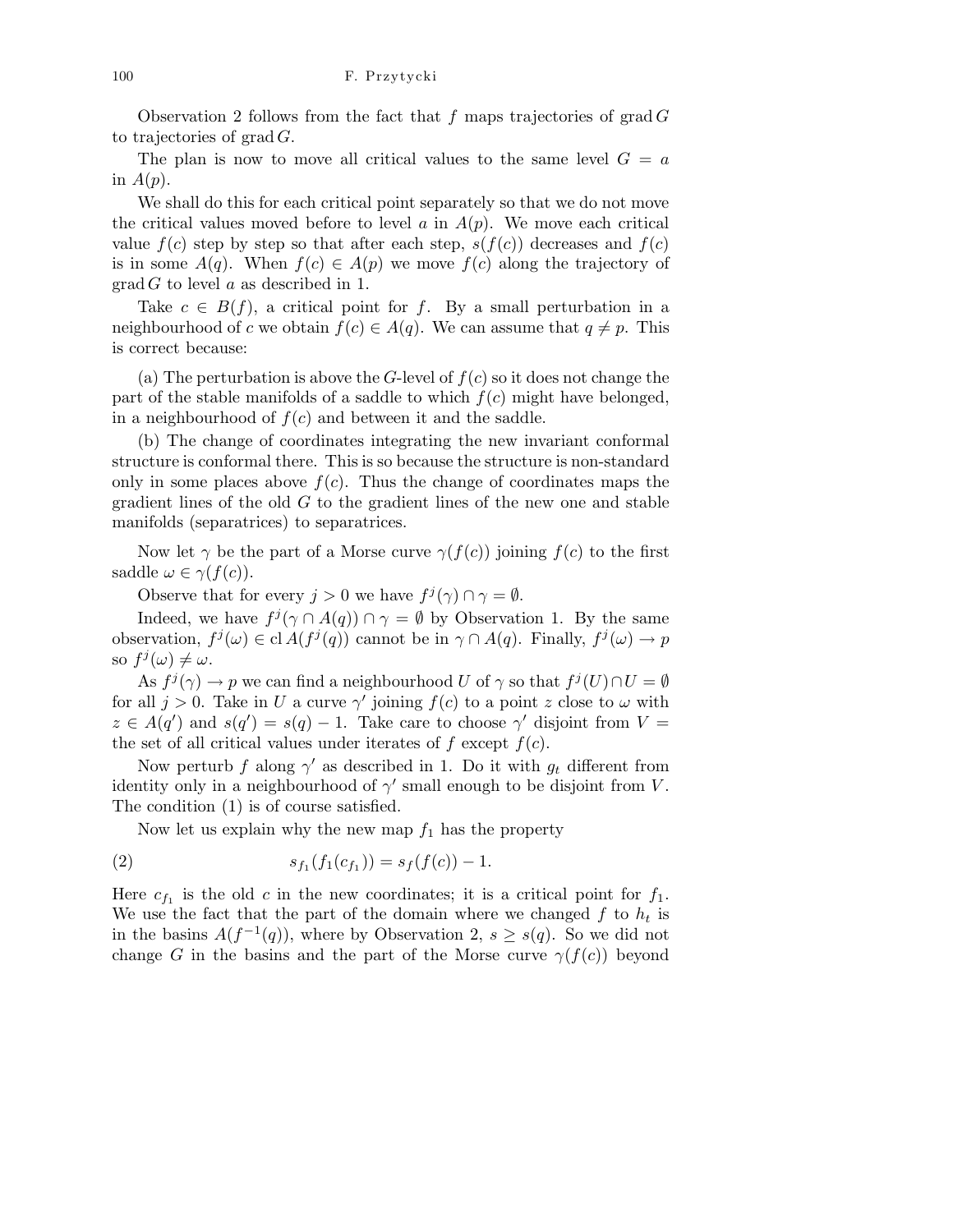Observation 2 follows from the fact that $f$ maps trajectories of $\operatorname{grad} G$ to trajectories of $\operatorname{grad} G$.

The plan is now to move all critical values to the same level $G = a$ in $A(p)$.

We shall do this for each critical point separately so that we do not move the critical values moved before to level $a$ in $A(p)$. We move each critical value $f(c)$ step by step so that after each step, $s(f(c))$ decreases and $f(c)$ is in some $A(q)$. When $f(c) \in A(p)$ we move $f(c)$ along the trajectory of $\operatorname{grad} G$ to level $a$ as described in 1.

Take $c \in B(f)$, a critical point for $f$. By a small perturbation in a neighbourhood of $c$ we obtain $f(c) \in A(q)$. We can assume that $q \neq p$. This is correct because:

(a) The perturbation is above the $G$-level of $f(c)$ so it does not change the part of the stable manifolds of a saddle to which $f(c)$ might have belonged, in a neighbourhood of $f(c)$ and between it and the saddle.

(b) The change of coordinates integrating the new invariant conformal structure is conformal there. This is so because the structure is non-standard only in some places above $f(c)$. Thus the change of coordinates maps the gradient lines of the old $G$ to the gradient lines of the new one and stable manifolds (separatrices) to separatrices.

Now let $\gamma$ be the part of a Morse curve $\gamma(f(c))$ joining $f(c)$ to the first saddle $\omega \in \gamma(f(c))$.

Observe that for every $j > 0$ we have $f^j(\gamma) \cap \gamma = \emptyset$.

Indeed, we have $f^j(\gamma \cap A(q)) \cap \gamma = \emptyset$ by Observation 1. By the same observation, $f^j(\omega) \in \operatorname{cl} A(f^j(q))$ cannot be in $\gamma \cap A(q)$. Finally, $f^j(\omega) \to p$ so $f^j(\omega) \neq \omega$.

As $f^j(\gamma) \to p$ we can find a neighbourhood $U$ of $\gamma$ so that $f^j(U) \cap U = \emptyset$ for all $j > 0$. Take in $U$ a curve $\gamma'$ joining $f(c)$ to a point $z$ close to $\omega$ with $z \in A(q')$ and $s(q') = s(q) - 1$. Take care to choose $\gamma'$ disjoint from $V =$ the set of all critical values under iterates of $f$ except $f(c)$.

Now perturb $f$ along $\gamma'$ as described in 1. Do it with $g_t$ different from identity only in a neighbourhood of $\gamma'$ small enough to be disjoint from $V$. The condition (1) is of course satisfied.

Now let us explain why the new map $f_1$ has the property

$$s_{f_1}(f_1(c_{f_1})) = s_f(f(c)) - 1. \tag{2}$$

Here $c_{f_1}$ is the old $c$ in the new coordinates; it is a critical point for $f_1$. We use the fact that the part of the domain where we changed $f$ to $h_t$ is in the basins $A(f^{-1}(q))$, where by Observation 2, $s \geq s(q)$. So we did not change $G$ in the basins and the part of the Morse curve $\gamma(f(c))$ beyond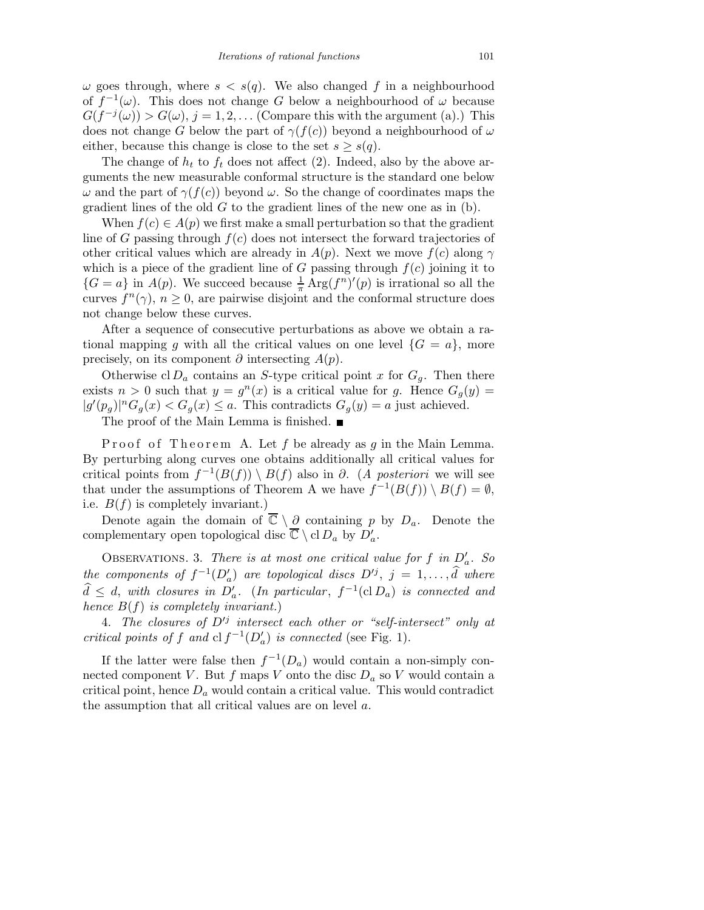$\omega$ goes through, where $s < s(q)$. We also changed $f$ in a neighbourhood of $f^{-1}(\omega)$. This does not change $G$ below a neighbourhood of $\omega$ because $G(f^{-j}(\omega)) > G(\omega)$, $j = 1, 2, \ldots$ (Compare this with the argument (a).) This does not change $G$ below the part of $\gamma(f(c))$ beyond a neighbourhood of $\omega$ either, because this change is close to the set $s \geq s(q)$.

The change of $h_t$ to $f_t$ does not affect (2). Indeed, also by the above arguments the new measurable conformal structure is the standard one below $\omega$ and the part of $\gamma(f(c))$ beyond $\omega$. So the change of coordinates maps the gradient lines of the old $G$ to the gradient lines of the new one as in (b).

When $f(c) \in A(p)$ we first make a small perturbation so that the gradient line of $G$ passing through $f(c)$ does not intersect the forward trajectories of other critical values which are already in $A(p)$. Next we move $f(c)$ along $\gamma$ which is a piece of the gradient line of $G$ passing through $f(c)$ joining it to $\{G = a\}$ in $A(p)$. We succeed because $\frac{1}{\pi}\operatorname{Arg}(f^n)'(p)$ is irrational so all the curves $f^n(\gamma)$, $n \geq 0$, are pairwise disjoint and the conformal structure does not change below these curves.

After a sequence of consecutive perturbations as above we obtain a rational mapping $g$ with all the critical values on one level $\{G = a\}$, more precisely, on its component $\partial$ intersecting $A(p)$.

Otherwise $\operatorname{cl} D_a$ contains an $S$-type critical point $x$ for $G_g$. Then there exists $n > 0$ such that $y = g^n(x)$ is a critical value for $g$. Hence $G_g(y) = |g'(p_g)|^n G_g(x) < G_g(x) \leq a$. This contradicts $G_g(y) = a$ just achieved.

The proof of the Main Lemma is finished. ∎

P r o o f  o f  T h e o r e m  A. Let $f$ be already as $g$ in the Main Lemma. By perturbing along curves one obtains additionally all critical values for critical points from $f^{-1}(B(f)) \setminus B(f)$ also in $\partial$. (*A posteriori* we will see that under the assumptions of Theorem A we have $f^{-1}(B(f)) \setminus B(f) = \emptyset$, i.e. $B(f)$ is completely invariant.)

Denote again the domain of $\overline{\mathbb{C}} \setminus \partial$ containing $p$ by $D_a$. Denote the complementary open topological disc $\overline{\mathbb{C}} \setminus \operatorname{cl} D_a$ by $D'_a$.

Observations. 3. *There is at most one critical value for $f$ in $D'_a$. So the components of $f^{-1}(D'_a)$ are topological discs $D'^j$, $j = 1, \ldots, \widehat{d}$ where $\widehat{d} \leq d$, with closures in $D'_a$.* (*In particular*, *$f^{-1}(\operatorname{cl} D_a)$ is connected and hence $B(f)$ is completely invariant.*)

4. *The closures of $D'^j$ intersect each other or "self-intersect" only at critical points of $f$ and $\operatorname{cl} f^{-1}(D'_a)$ is connected* (see Fig. 1).

If the latter were false then $f^{-1}(D_a)$ would contain a non-simply connected component $V$. But $f$ maps $V$ onto the disc $D_a$ so $V$ would contain a critical point, hence $D_a$ would contain a critical value. This would contradict the assumption that all critical values are on level $a$.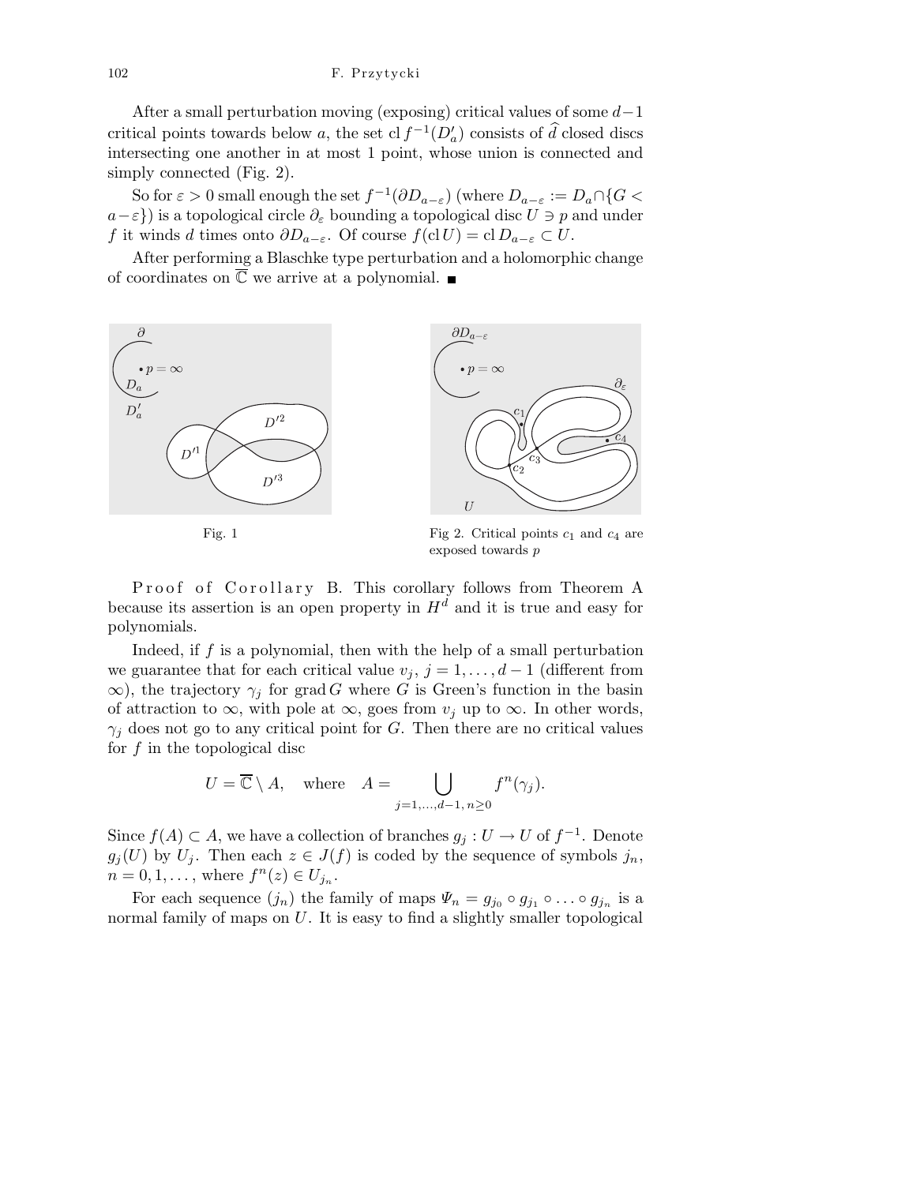After a small perturbation moving (exposing) critical values of some $d-1$ critical points towards below $a$, the set $\operatorname{cl} f^{-1}(D'_a)$ consists of $\widehat{d}$ closed discs intersecting one another in at most 1 point, whose union is connected and simply connected (Fig. 2).

So for $\varepsilon > 0$ small enough the set $f^{-1}(\partial D_{a-\varepsilon})$ (where $D_{a-\varepsilon} := D_a \cap \{G < a-\varepsilon\}$) is a topological circle $\partial_\varepsilon$ bounding a topological disc $U \ni p$ and under $f$ it winds $d$ times onto $\partial D_{a-\varepsilon}$. Of course $f(\operatorname{cl} U) = \operatorname{cl} D_{a-\varepsilon} \subset U$.

After performing a Blaschke type perturbation and a holomorphic change of coordinates on $\overline{\mathbb{C}}$ we arrive at a polynomial. ∎

Fig. 1

Fig 2. Critical points $c_1$ and $c_4$ are exposed towards $p$

P r o o f o f C o r o l l a r y B. This corollary follows from Theorem A because its assertion is an open property in $H^d$ and it is true and easy for polynomials.

Indeed, if $f$ is a polynomial, then with the help of a small perturbation we guarantee that for each critical value $v_j$, $j = 1, \ldots, d-1$ (different from $\infty$), the trajectory $\gamma_j$ for $\operatorname{grad} G$ where $G$ is Green's function in the basin of attraction to $\infty$, with pole at $\infty$, goes from $v_j$ up to $\infty$. In other words, $\gamma_j$ does not go to any critical point for $G$. Then there are no critical values for $f$ in the topological disc

$$U = \overline{\mathbb{C}} \setminus A, \quad \text{where} \quad A = \bigcup_{j=1,\ldots,d-1,\, n\geq 0} f^n(\gamma_j).$$

Since $f(A) \subset A$, we have a collection of branches $g_j : U \to U$ of $f^{-1}$. Denote $g_j(U)$ by $U_j$. Then each $z \in J(f)$ is coded by the sequence of symbols $j_n$, $n = 0, 1, \ldots$, where $f^n(z) \in U_{j_n}$.

For each sequence $(j_n)$ the family of maps $\Psi_n = g_{j_0} \circ g_{j_1} \circ \ldots \circ g_{j_n}$ is a normal family of maps on $U$. It is easy to find a slightly smaller topological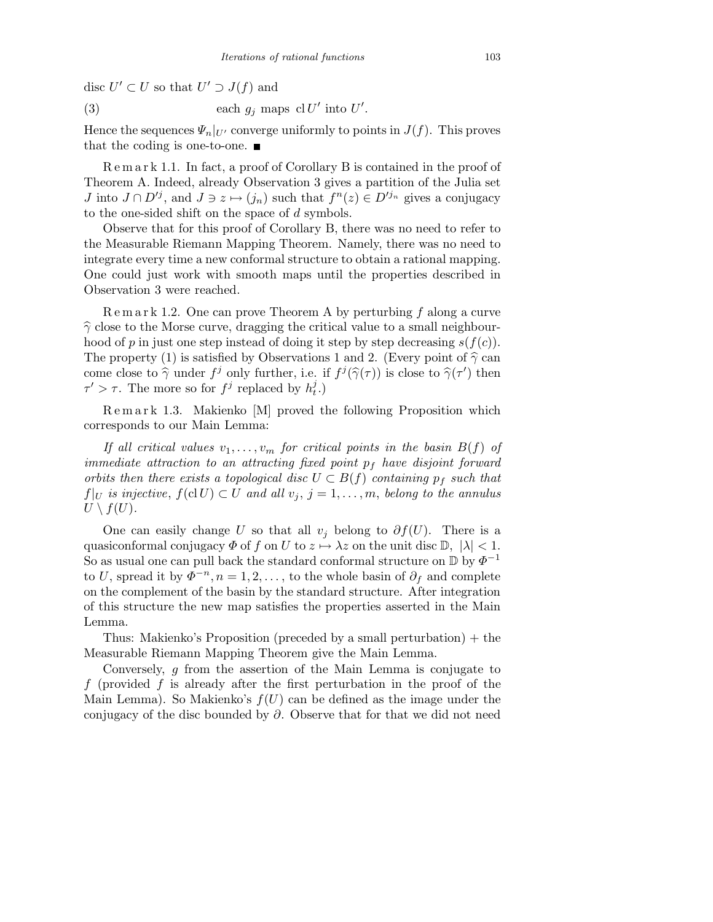disc $U' \subset U$ so that $U' \supset J(f)$ and

$$\text{each } g_j \text{ maps } \operatorname{cl} U' \text{ into } U'. \tag{3}$$

Hence the sequences $\Psi_n|_{U'}$ converge uniformly to points in $J(f)$. This proves that the coding is one-to-one. ■

Remark 1.1. In fact, a proof of Corollary B is contained in the proof of Theorem A. Indeed, already Observation 3 gives a partition of the Julia set $J$ into $J \cap D'^j$, and $J \ni z \mapsto (j_n)$ such that $f^n(z) \in D'^{j_n}$ gives a conjugacy to the one-sided shift on the space of $d$ symbols.

Observe that for this proof of Corollary B, there was no need to refer to the Measurable Riemann Mapping Theorem. Namely, there was no need to integrate every time a new conformal structure to obtain a rational mapping. One could just work with smooth maps until the properties described in Observation 3 were reached.

Remark 1.2. One can prove Theorem A by perturbing $f$ along a curve $\widehat{\gamma}$ close to the Morse curve, dragging the critical value to a small neighbourhood of $p$ in just one step instead of doing it step by step decreasing $s(f(c))$. The property (1) is satisfied by Observations 1 and 2. (Every point of $\widehat{\gamma}$ can come close to $\widehat{\gamma}$ under $f^j$ only further, i.e. if $f^j(\widehat{\gamma}(\tau))$ is close to $\widehat{\gamma}(\tau')$ then $\tau' > \tau$. The more so for $f^j$ replaced by $h_t^j$.)

Remark 1.3. Makienko [M] proved the following Proposition which corresponds to our Main Lemma:

*If all critical values $v_1, \ldots, v_m$ for critical points in the basin $B(f)$ of immediate attraction to an attracting fixed point $p_f$ have disjoint forward orbits then there exists a topological disc $U \subset B(f)$ containing $p_f$ such that $f|_U$ is injective, $f(\operatorname{cl} U) \subset U$ and all $v_j$, $j = 1, \ldots, m$, belong to the annulus $U \setminus f(U)$.*

One can easily change $U$ so that all $v_j$ belong to $\partial f(U)$. There is a quasiconformal conjugacy $\Phi$ of $f$ on $U$ to $z \mapsto \lambda z$ on the unit disc $\mathbb{D}$, $|\lambda| < 1$. So as usual one can pull back the standard conformal structure on $\mathbb{D}$ by $\Phi^{-1}$ to $U$, spread it by $\Phi^{-n}, n = 1, 2, \ldots$, to the whole basin of $\partial_f$ and complete on the complement of the basin by the standard structure. After integration of this structure the new map satisfies the properties asserted in the Main Lemma.

Thus: Makienko's Proposition (preceded by a small perturbation) + the Measurable Riemann Mapping Theorem give the Main Lemma.

Conversely, $g$ from the assertion of the Main Lemma is conjugate to $f$ (provided $f$ is already after the first perturbation in the proof of the Main Lemma). So Makienko's $f(U)$ can be defined as the image under the conjugacy of the disc bounded by $\partial$. Observe that for that we did not need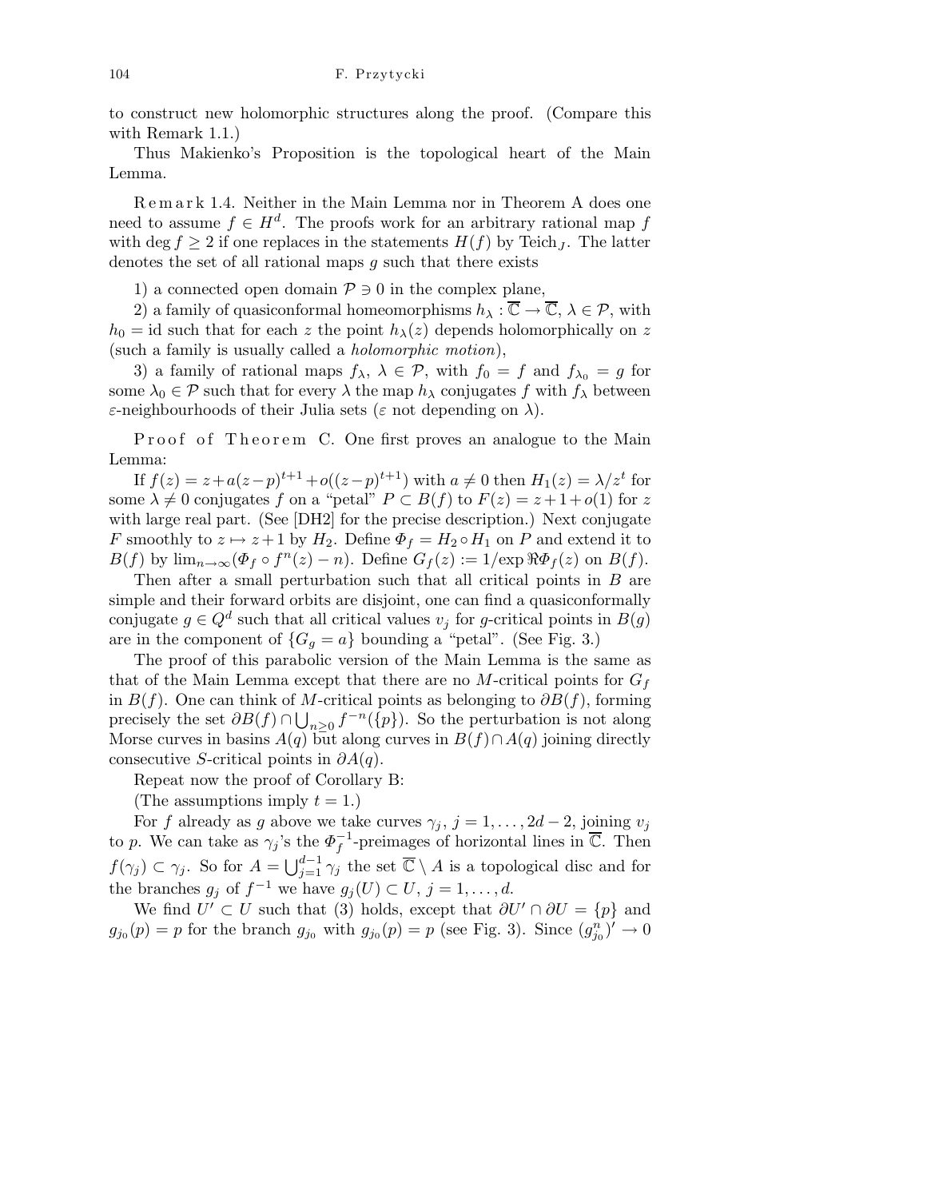to construct new holomorphic structures along the proof. (Compare this with Remark 1.1.)

Thus Makienko's Proposition is the topological heart of the Main Lemma.

Remark 1.4. Neither in the Main Lemma nor in Theorem A does one need to assume $f \in H^d$. The proofs work for an arbitrary rational map $f$ with $\deg f \geq 2$ if one replaces in the statements $H(f)$ by $\mathrm{Teich}_J$. The latter denotes the set of all rational maps $g$ such that there exists

1) a connected open domain $\mathcal{P} \ni 0$ in the complex plane,

2) a family of quasiconformal homeomorphisms $h_\lambda : \overline{\mathbb{C}} \to \overline{\mathbb{C}}$, $\lambda \in \mathcal{P}$, with $h_0 = \mathrm{id}$ such that for each $z$ the point $h_\lambda(z)$ depends holomorphically on $z$ (such a family is usually called a *holomorphic motion*),

3) a family of rational maps $f_\lambda$, $\lambda \in \mathcal{P}$, with $f_0 = f$ and $f_{\lambda_0} = g$ for some $\lambda_0 \in \mathcal{P}$ such that for every $\lambda$ the map $h_\lambda$ conjugates $f$ with $f_\lambda$ between $\varepsilon$-neighbourhoods of their Julia sets ($\varepsilon$ not depending on $\lambda$).

Proof of Theorem C. One first proves an analogue to the Main Lemma:

If $f(z) = z + a(z-p)^{t+1} + o((z-p)^{t+1})$ with $a \neq 0$ then $H_1(z) = \lambda/z^t$ for some $\lambda \neq 0$ conjugates $f$ on a "petal" $P \subset B(f)$ to $F(z) = z + 1 + o(1)$ for $z$ with large real part. (See [DH2] for the precise description.) Next conjugate $F$ smoothly to $z \mapsto z+1$ by $H_2$. Define $\Phi_f = H_2 \circ H_1$ on $P$ and extend it to $B(f)$ by $\lim_{n\to\infty}(\Phi_f \circ f^n(z) - n)$. Define $G_f(z) := 1/\exp \Re \Phi_f(z)$ on $B(f)$.

Then after a small perturbation such that all critical points in $B$ are simple and their forward orbits are disjoint, one can find a quasiconformally conjugate $g \in Q^d$ such that all critical values $v_j$ for $g$-critical points in $B(g)$ are in the component of $\{G_g = a\}$ bounding a "petal". (See Fig. 3.)

The proof of this parabolic version of the Main Lemma is the same as that of the Main Lemma except that there are no $M$-critical points for $G_f$ in $B(f)$. One can think of $M$-critical points as belonging to $\partial B(f)$, forming precisely the set $\partial B(f) \cap \bigcup_{n \geq 0} f^{-n}(\{p\})$. So the perturbation is not along Morse curves in basins $A(q)$ but along curves in $B(f) \cap A(q)$ joining directly consecutive $S$-critical points in $\partial A(q)$.

Repeat now the proof of Corollary B:

(The assumptions imply $t = 1$.)

For $f$ already as $g$ above we take curves $\gamma_j$, $j = 1, \ldots, 2d-2$, joining $v_j$ to $p$. We can take as $\gamma_j$'s the $\Phi_f^{-1}$-preimages of horizontal lines in $\overline{\mathbb{C}}$. Then $f(\gamma_j) \subset \gamma_j$. So for $A = \bigcup_{j=1}^{d-1} \gamma_j$ the set $\overline{\mathbb{C}} \setminus A$ is a topological disc and for the branches $g_j$ of $f^{-1}$ we have $g_j(U) \subset U$, $j = 1, \ldots, d$.

We find $U' \subset U$ such that (3) holds, except that $\partial U' \cap \partial U = \{p\}$ and $g_{j_0}(p) = p$ for the branch $g_{j_0}$ with $g_{j_0}(p) = p$ (see Fig. 3). Since $(g_{j_0}^n)' \to 0$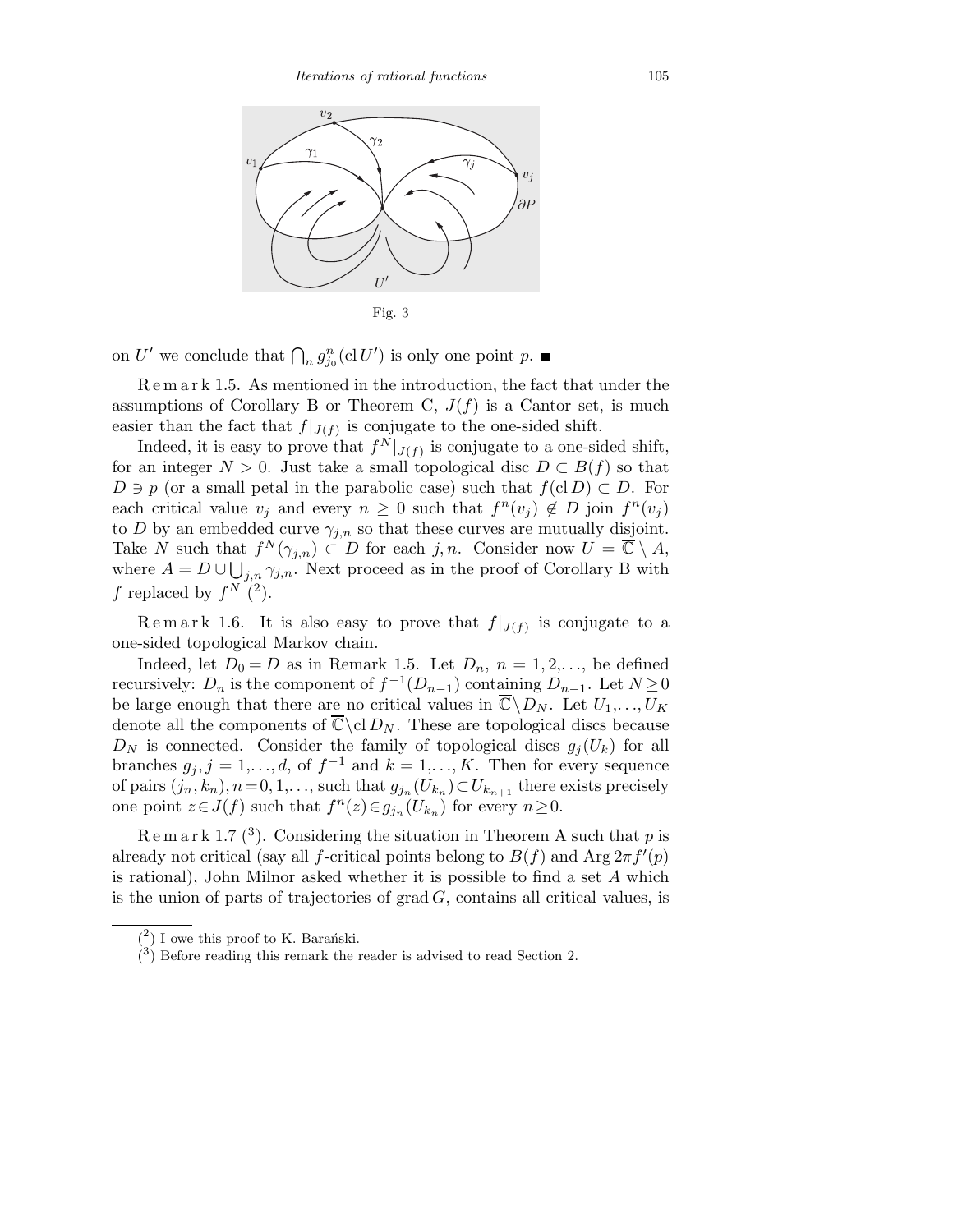Fig. 3

on $U'$ we conclude that $\bigcap_n g_{j_0}^n(\operatorname{cl} U')$ is only one point $p$. ■

Remark 1.5. As mentioned in the introduction, the fact that under the assumptions of Corollary B or Theorem C, $J(f)$ is a Cantor set, is much easier than the fact that $f|_{J(f)}$ is conjugate to the one-sided shift.

Indeed, it is easy to prove that $f^N|_{J(f)}$ is conjugate to a one-sided shift, for an integer $N > 0$. Just take a small topological disc $D \subset B(f)$ so that $D \ni p$ (or a small petal in the parabolic case) such that $f(\operatorname{cl} D) \subset D$. For each critical value $v_j$ and every $n \geq 0$ such that $f^n(v_j) \notin D$ join $f^n(v_j)$ to $D$ by an embedded curve $\gamma_{j,n}$ so that these curves are mutually disjoint. Take $N$ such that $f^N(\gamma_{j,n}) \subset D$ for each $j, n$. Consider now $U = \overline{\mathbb{C}} \setminus A$, where $A = D \cup \bigcup_{j,n} \gamma_{j,n}$. Next proceed as in the proof of Corollary B with $f$ replaced by $f^N$ [2].

Remark 1.6. It is also easy to prove that $f|_{J(f)}$ is conjugate to a one-sided topological Markov chain.

Indeed, let $D_0 = D$ as in Remark 1.5. Let $D_n$, $n = 1, 2, \ldots$, be defined recursively: $D_n$ is the component of $f^{-1}(D_{n-1})$ containing $D_{n-1}$. Let $N \geq 0$ be large enough that there are no critical values in $\overline{\mathbb{C}} \setminus D_N$. Let $U_1, \ldots, U_K$ denote all the components of $\overline{\mathbb{C}} \setminus \operatorname{cl} D_N$. These are topological discs because $D_N$ is connected. Consider the family of topological discs $g_j(U_k)$ for all branches $g_j$, $j = 1, \ldots, d$, of $f^{-1}$ and $k = 1, \ldots, K$. Then for every sequence of pairs $(j_n, k_n)$, $n = 0, 1, \ldots$, such that $g_{j_n}(U_{k_n}) \subset U_{k_{n+1}}$ there exists precisely one point $z \in J(f)$ such that $f^n(z) \in g_{j_n}(U_{k_n})$ for every $n \geq 0$.

Remark 1.7 [3]. Considering the situation in Theorem A such that $p$ is already not critical (say all $f$-critical points belong to $B(f)$ and $\operatorname{Arg} 2\pi f'(p)$ is rational), John Milnor asked whether it is possible to find a set $A$ which is the union of parts of trajectories of $\operatorname{grad} G$, contains all critical values, is

---

[2] I owe this proof to K. Barański.

[3] Before reading this remark the reader is advised to read Section 2.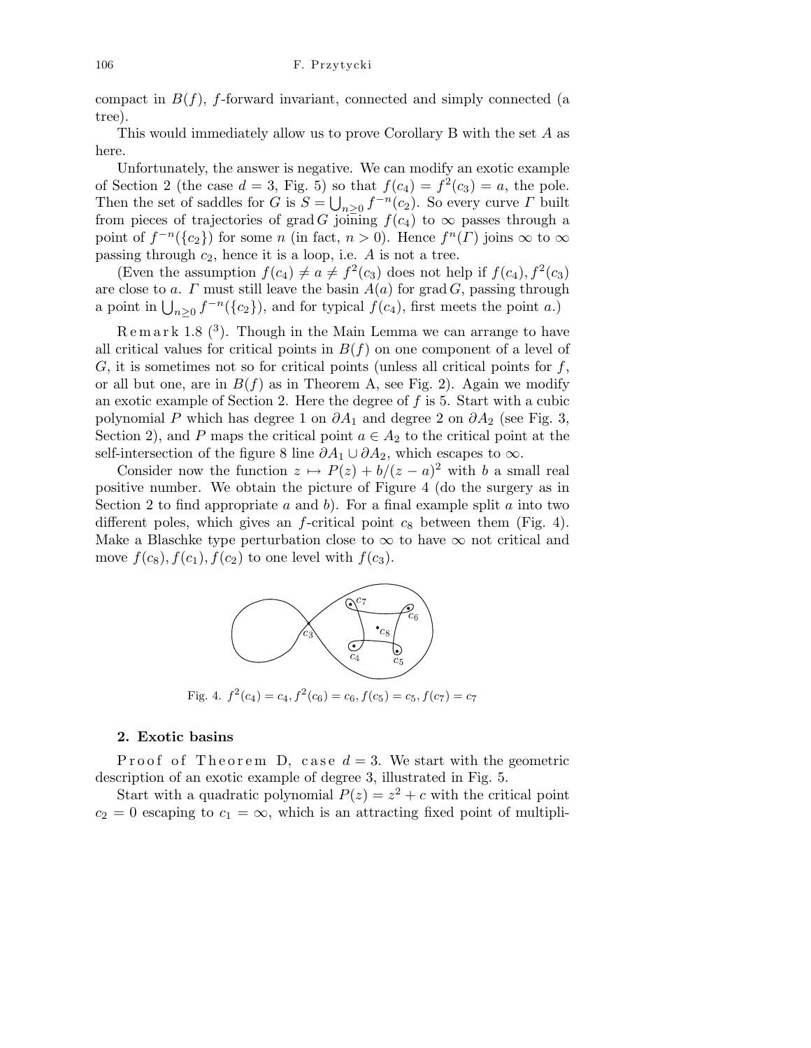compact in $B(f)$, $f$-forward invariant, connected and simply connected (a tree).

This would immediately allow us to prove Corollary B with the set $A$ as here.

Unfortunately, the answer is negative. We can modify an exotic example of Section 2 (the case $d=3$, Fig. 5) so that $f(c_4) = f^2(c_3) = a$, the pole. Then the set of saddles for $G$ is $S = \bigcup_{n\geq 0} f^{-n}(c_2)$. So every curve $\Gamma$ built from pieces of trajectories of $\operatorname{grad} G$ joining $f(c_4)$ to $\infty$ passes through a point of $f^{-n}(\{c_2\})$ for some $n$ (in fact, $n>0$). Hence $f^n(\Gamma)$ joins $\infty$ to $\infty$ passing through $c_2$, hence it is a loop, i.e. $A$ is not a tree.

(Even the assumption $f(c_4) \neq a \neq f^2(c_3)$ does not help if $f(c_4), f^2(c_3)$ are close to $a$. $\Gamma$ must still leave the basin $A(a)$ for $\operatorname{grad} G$, passing through a point in $\bigcup_{n\geq 0} f^{-n}(\{c_2\})$, and for typical $f(c_4)$, first meets the point $a$.)

Remark 1.8 [3]. Though in the Main Lemma we can arrange to have all critical values for critical points in $B(f)$ on one component of a level of $G$, it is sometimes not so for critical points (unless all critical points for $f$, or all but one, are in $B(f)$ as in Theorem A, see Fig. 2). Again we modify an exotic example of Section 2. Here the degree of $f$ is 5. Start with a cubic polynomial $P$ which has degree 1 on $\partial A_1$ and degree 2 on $\partial A_2$ (see Fig. 3, Section 2), and $P$ maps the critical point $a \in A_2$ to the critical point at the self-intersection of the figure 8 line $\partial A_1 \cup \partial A_2$, which escapes to $\infty$.

Consider now the function $z \mapsto P(z) + b/(z-a)^2$ with $b$ a small real positive number. We obtain the picture of Figure 4 (do the surgery as in Section 2 to find appropriate $a$ and $b$). For a final example split $a$ into two different poles, which gives an $f$-critical point $c_8$ between them (Fig. 4). Make a Blaschke type perturbation close to $\infty$ to have $\infty$ not critical and move $f(c_8), f(c_1), f(c_2)$ to one level with $f(c_3)$.

Fig. 4. $f^2(c_4) = c_4, f^2(c_6) = c_6, f(c_5) = c_5, f(c_7) = c_7$

## 2. Exotic basins

Proof of Theorem D, case $d=3$. We start with the geometric description of an exotic example of degree 3, illustrated in Fig. 5.

Start with a quadratic polynomial $P(z) = z^2 + c$ with the critical point $c_2 = 0$ escaping to $c_1 = \infty$, which is an attracting fixed point of multipli-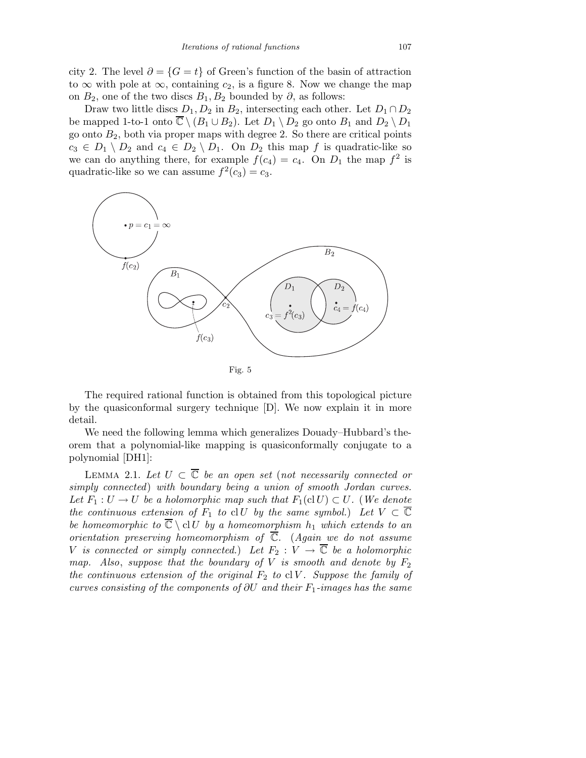city 2. The level $\partial = \{G = t\}$ of Green's function of the basin of attraction to $\infty$ with pole at $\infty$, containing $c_2$, is a figure 8. Now we change the map on $B_2$, one of the two discs $B_1, B_2$ bounded by $\partial$, as follows:

Draw two little discs $D_1, D_2$ in $B_2$, intersecting each other. Let $D_1 \cap D_2$ be mapped 1-to-1 onto $\overline{\mathbb{C}} \setminus (B_1 \cup B_2)$. Let $D_1 \setminus D_2$ go onto $B_1$ and $D_2 \setminus D_1$ go onto $B_2$, both via proper maps with degree 2. So there are critical points $c_3 \in D_1 \setminus D_2$ and $c_4 \in D_2 \setminus D_1$. On $D_2$ this map $f$ is quadratic-like so we can do anything there, for example $f(c_4) = c_4$. On $D_1$ the map $f^2$ is quadratic-like so we can assume $f^2(c_3) = c_3$.

Fig. 5

The required rational function is obtained from this topological picture by the quasiconformal surgery technique [D]. We now explain it in more detail.

We need the following lemma which generalizes Douady–Hubbard's theorem that a polynomial-like mapping is quasiconformally conjugate to a polynomial [DH1]:

Lemma 2.1. *Let $U \subset \overline{\mathbb{C}}$ be an open set* (*not necessarily connected or simply connected*) *with boundary being a union of smooth Jordan curves. Let $F_1 : U \to U$ be a holomorphic map such that $F_1(\operatorname{cl} U) \subset U$.* (*We denote the continuous extension of $F_1$ to $\operatorname{cl} U$ by the same symbol.*) *Let $V \subset \overline{\mathbb{C}}$ be homeomorphic to $\overline{\mathbb{C}} \setminus \operatorname{cl} U$ by a homeomorphism $h_1$ which extends to an orientation preserving homeomorphism of $\overline{\mathbb{C}}$.* (*Again we do not assume $V$ is connected or simply connected.*) *Let $F_2 : V \to \overline{\mathbb{C}}$ be a holomorphic map. Also, suppose that the boundary of $V$ is smooth and denote by $F_2$ the continuous extension of the original $F_2$ to $\operatorname{cl} V$. Suppose the family of curves consisting of the components of $\partial U$ and their $F_1$-images has the same*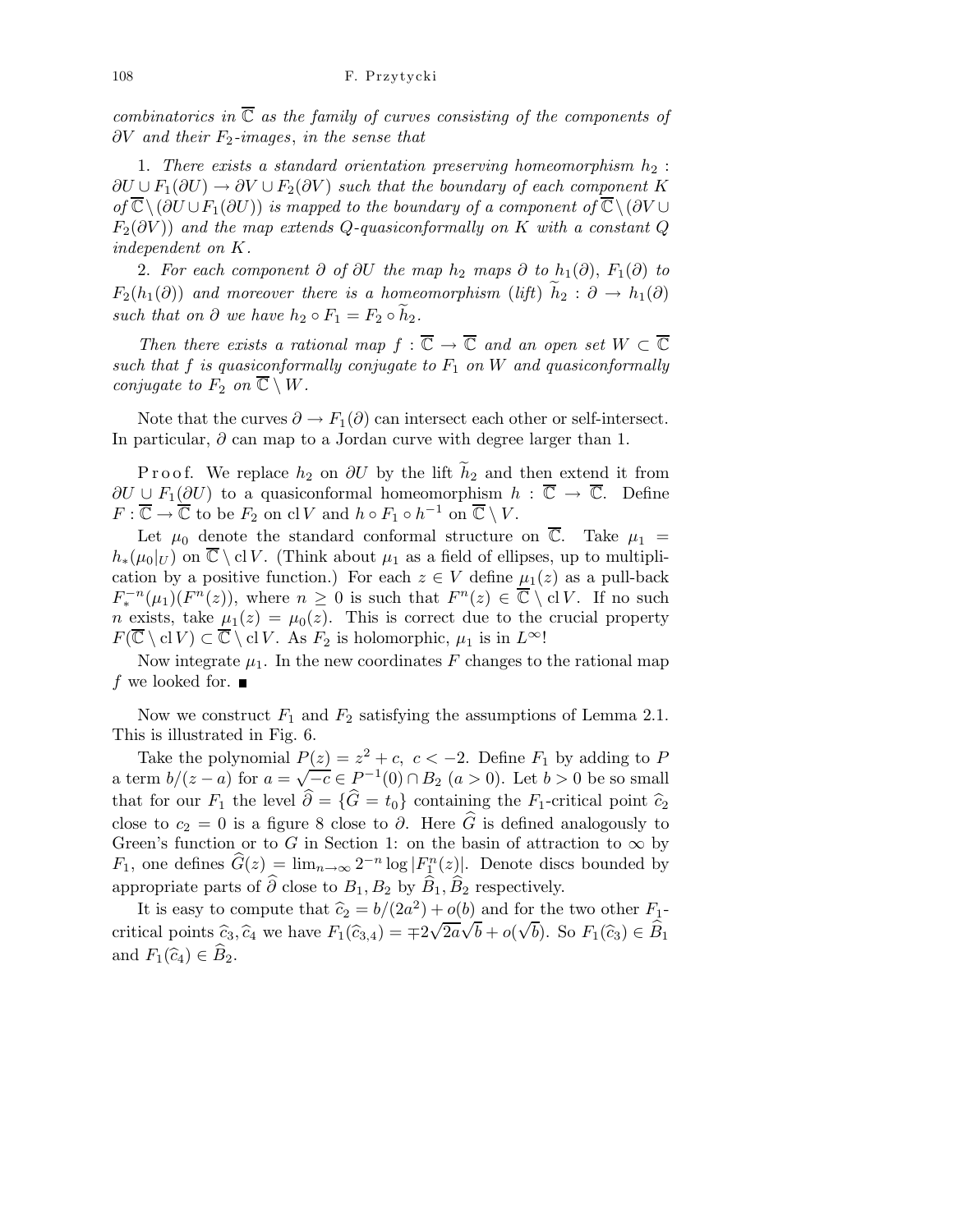*combinatorics in* $\overline{\mathbb{C}}$ *as the family of curves consisting of the components of* $\partial V$ *and their* $F_2$*-images, in the sense that*

1. *There exists a standard orientation preserving homeomorphism* $h_2 : \partial U \cup F_1(\partial U) \to \partial V \cup F_2(\partial V)$ *such that the boundary of each component* $K$ *of* $\overline{\mathbb{C}} \setminus (\partial U \cup F_1(\partial U))$ *is mapped to the boundary of a component of* $\overline{\mathbb{C}} \setminus (\partial V \cup F_2(\partial V))$ *and the map extends* $Q$*-quasiconformally on* $K$ *with a constant* $Q$ *independent on* $K$.

2. *For each component* $\partial$ *of* $\partial U$ *the map* $h_2$ *maps* $\partial$ *to* $h_1(\partial)$, $F_1(\partial)$ *to* $F_2(h_1(\partial))$ *and moreover there is a homeomorphism (lift)* $\widetilde{h}_2 : \partial \to h_1(\partial)$ *such that on* $\partial$ *we have* $h_2 \circ F_1 = F_2 \circ \widetilde{h}_2$.

*Then there exists a rational map* $f : \overline{\mathbb{C}} \to \overline{\mathbb{C}}$ *and an open set* $W \subset \overline{\mathbb{C}}$ *such that* $f$ *is quasiconformally conjugate to* $F_1$ *on* $W$ *and quasiconformally conjugate to* $F_2$ *on* $\overline{\mathbb{C}} \setminus W$.

Note that the curves $\partial \to F_1(\partial)$ can intersect each other or self-intersect. In particular, $\partial$ can map to a Jordan curve with degree larger than 1.

Proof. We replace $h_2$ on $\partial U$ by the lift $\widetilde{h}_2$ and then extend it from $\partial U \cup F_1(\partial U)$ to a quasiconformal homeomorphism $h : \overline{\mathbb{C}} \to \overline{\mathbb{C}}$. Define $F : \overline{\mathbb{C}} \to \overline{\mathbb{C}}$ to be $F_2$ on $\mathrm{cl}\, V$ and $h \circ F_1 \circ h^{-1}$ on $\overline{\mathbb{C}} \setminus V$.

Let $\mu_0$ denote the standard conformal structure on $\overline{\mathbb{C}}$. Take $\mu_1 = h_*(\mu_0|_U)$ on $\overline{\mathbb{C}} \setminus \mathrm{cl}\, V$. (Think about $\mu_1$ as a field of ellipses, up to multiplication by a positive function.) For each $z \in V$ define $\mu_1(z)$ as a pull-back $F_*^{-n}(\mu_1)(F^n(z))$, where $n \geq 0$ is such that $F^n(z) \in \overline{\mathbb{C}} \setminus \mathrm{cl}\, V$. If no such $n$ exists, take $\mu_1(z) = \mu_0(z)$. This is correct due to the crucial property $F(\overline{\mathbb{C}} \setminus \mathrm{cl}\, V) \subset \overline{\mathbb{C}} \setminus \mathrm{cl}\, V$. As $F_2$ is holomorphic, $\mu_1$ is in $L^\infty$!

Now integrate $\mu_1$. In the new coordinates $F$ changes to the rational map $f$ we looked for. ■

Now we construct $F_1$ and $F_2$ satisfying the assumptions of Lemma 2.1. This is illustrated in Fig. 6.

Take the polynomial $P(z) = z^2 + c$, $c < -2$. Define $F_1$ by adding to $P$ a term $b/(z-a)$ for $a = \sqrt{-c} \in P^{-1}(0) \cap B_2$ $(a > 0)$. Let $b > 0$ be so small that for our $F_1$ the level $\widehat{\partial} = \{\widehat{G} = t_0\}$ containing the $F_1$-critical point $\widehat{c}_2$ close to $c_2 = 0$ is a figure 8 close to $\partial$. Here $\widehat{G}$ is defined analogously to Green's function or to $G$ in Section 1: on the basin of attraction to $\infty$ by $F_1$, one defines $\widehat{G}(z) = \lim_{n\to\infty} 2^{-n} \log |F_1^n(z)|$. Denote discs bounded by appropriate parts of $\widehat{\partial}$ close to $B_1, B_2$ by $\widehat{B}_1, \widehat{B}_2$ respectively.

It is easy to compute that $\widehat{c}_2 = b/(2a^2) + o(b)$ and for the two other $F_1$-critical points $\widehat{c}_3, \widehat{c}_4$ we have $F_1(\widehat{c}_{3,4}) = \mp 2\sqrt{2a}\sqrt{b} + o(\sqrt{b})$. So $F_1(\widehat{c}_3) \in \widehat{B}_1$ and $F_1(\widehat{c}_4) \in \widehat{B}_2$.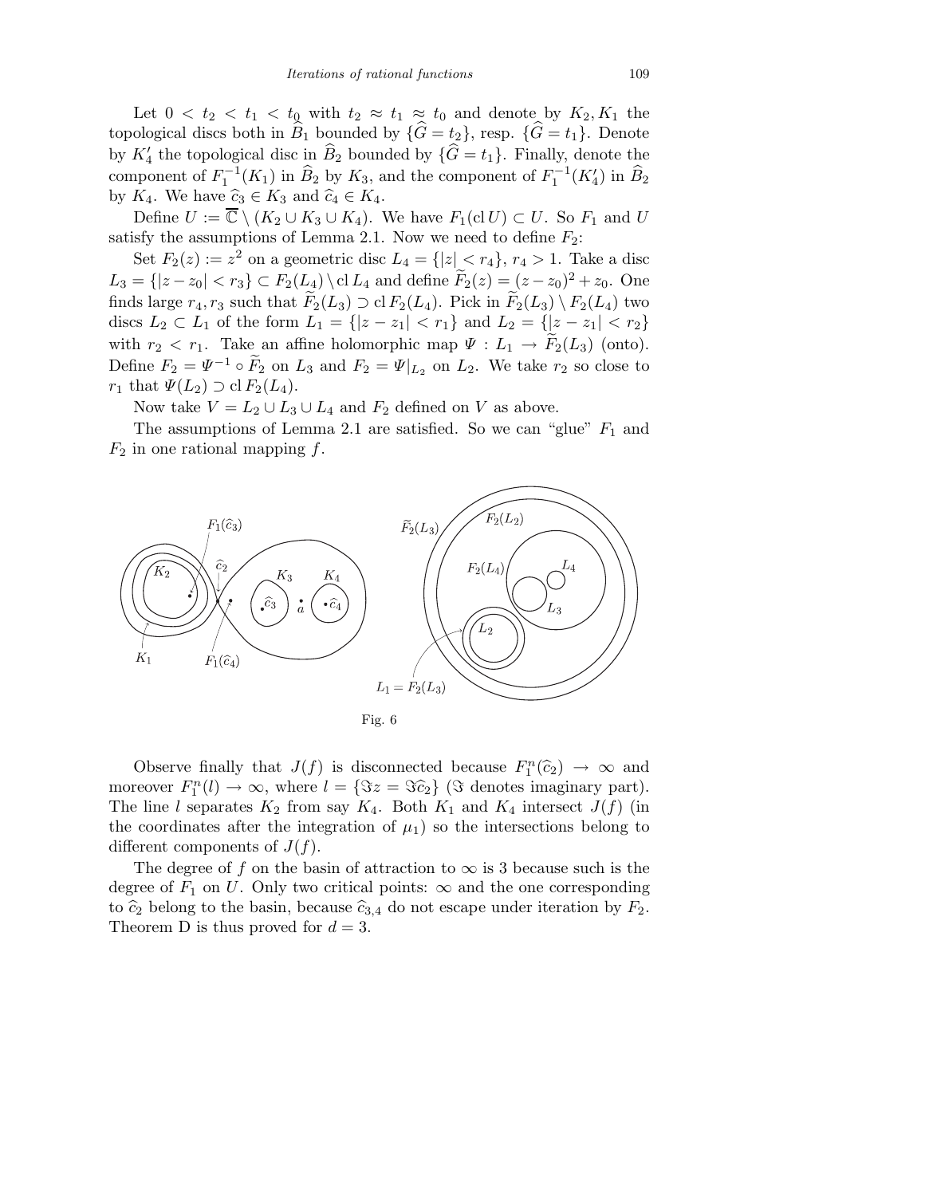Let $0 < t_2 < t_1 < t_0$ with $t_2 \approx t_1 \approx t_0$ and denote by $K_2, K_1$ the topological discs both in $\widehat{B}_1$ bounded by $\{\widehat{G} = t_2\}$, resp. $\{\widehat{G} = t_1\}$. Denote by $K_4'$ the topological disc in $\widehat{B}_2$ bounded by $\{\widehat{G} = t_1\}$. Finally, denote the component of $F_1^{-1}(K_1)$ in $\widehat{B}_2$ by $K_3$, and the component of $F_1^{-1}(K_4')$ in $\widehat{B}_2$ by $K_4$. We have $\widehat{c}_3 \in K_3$ and $\widehat{c}_4 \in K_4$.

Define $U := \overline{\mathbb{C}} \setminus (K_2 \cup K_3 \cup K_4)$. We have $F_1(\operatorname{cl} U) \subset U$. So $F_1$ and $U$ satisfy the assumptions of Lemma 2.1. Now we need to define $F_2$:

Set $F_2(z) := z^2$ on a geometric disc $L_4 = \{|z| < r_4\}$, $r_4 > 1$. Take a disc $L_3 = \{|z - z_0| < r_3\} \subset F_2(L_4) \setminus \operatorname{cl} L_4$ and define $\widetilde{F}_2(z) = (z - z_0)^2 + z_0$. One finds large $r_4, r_3$ such that $\widetilde{F}_2(L_3) \supset \operatorname{cl} F_2(L_4)$. Pick in $\widetilde{F}_2(L_3) \setminus F_2(L_4)$ two discs $L_2 \subset L_1$ of the form $L_1 = \{|z - z_1| < r_1\}$ and $L_2 = \{|z - z_1| < r_2\}$ with $r_2 < r_1$. Take an affine holomorphic map $\Psi : L_1 \to \widetilde{F}_2(L_3)$ (onto). Define $F_2 = \Psi^{-1} \circ \widetilde{F}_2$ on $L_3$ and $F_2 = \Psi|_{L_2}$ on $L_2$. We take $r_2$ so close to $r_1$ that $\Psi(L_2) \supset \operatorname{cl} F_2(L_4)$.

Now take $V = L_2 \cup L_3 \cup L_4$ and $F_2$ defined on $V$ as above.

The assumptions of Lemma 2.1 are satisfied. So we can "glue" $F_1$ and $F_2$ in one rational mapping $f$.

Fig. 6

Observe finally that $J(f)$ is disconnected because $F_1^n(\widehat{c}_2) \to \infty$ and moreover $F_1^n(l) \to \infty$, where $l = \{\Im z = \Im \widehat{c}_2\}$ ($\Im$ denotes imaginary part). The line $l$ separates $K_2$ from say $K_4$. Both $K_1$ and $K_4$ intersect $J(f)$ (in the coordinates after the integration of $\mu_1$) so the intersections belong to different components of $J(f)$.

The degree of $f$ on the basin of attraction to $\infty$ is 3 because such is the degree of $F_1$ on $U$. Only two critical points: $\infty$ and the one corresponding to $\widehat{c}_2$ belong to the basin, because $\widehat{c}_{3,4}$ do not escape under iteration by $F_2$. Theorem D is thus proved for $d = 3$.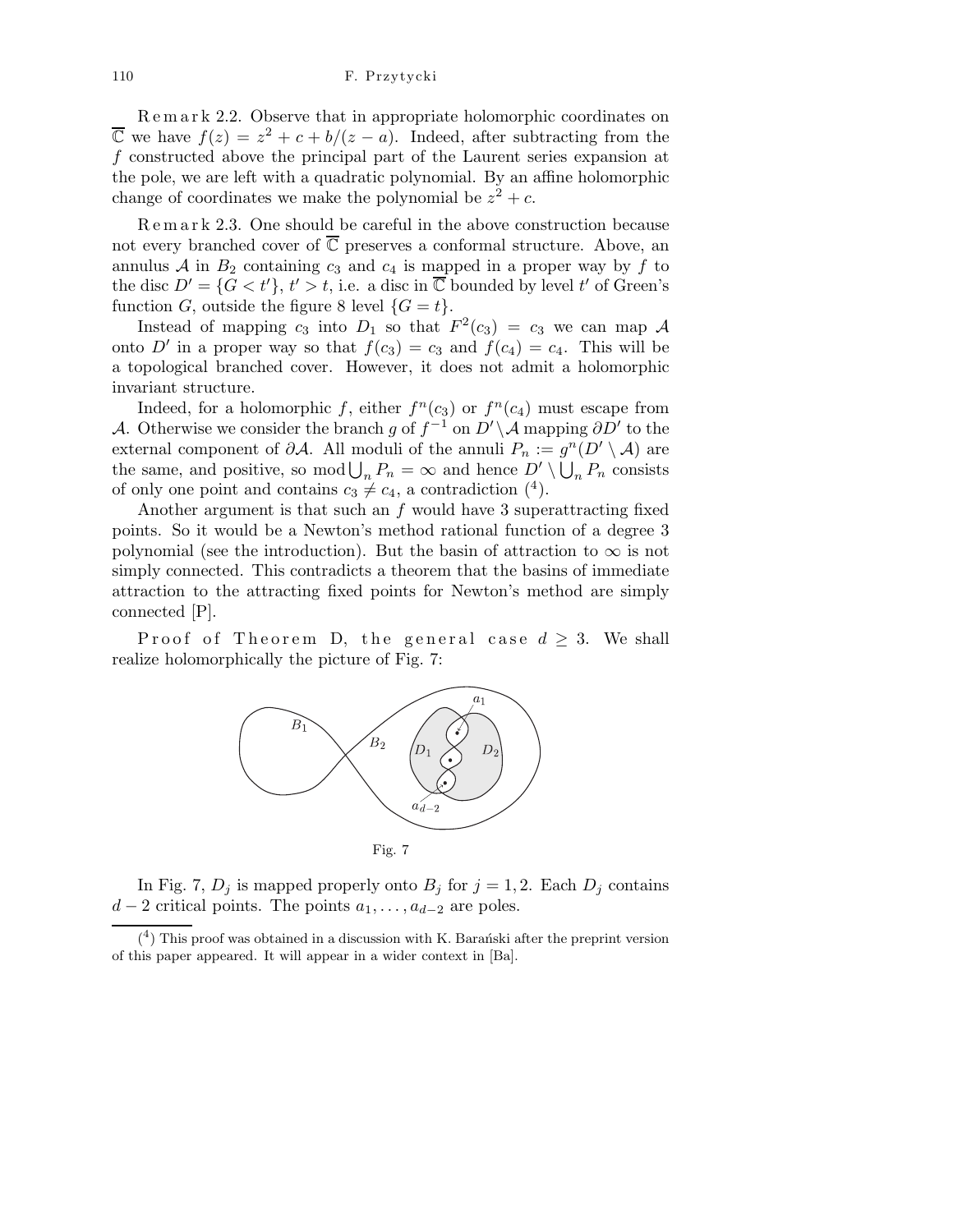R e m a r k 2.2. Observe that in appropriate holomorphic coordinates on $\overline{\mathbb{C}}$ we have $f(z) = z^2 + c + b/(z-a)$. Indeed, after subtracting from the $f$ constructed above the principal part of the Laurent series expansion at the pole, we are left with a quadratic polynomial. By an affine holomorphic change of coordinates we make the polynomial be $z^2 + c$.

R e m a r k 2.3. One should be careful in the above construction because not every branched cover of $\overline{\mathbb{C}}$ preserves a conformal structure. Above, an annulus $\mathcal{A}$ in $B_2$ containing $c_3$ and $c_4$ is mapped in a proper way by $f$ to the disc $D' = \{G < t'\}$, $t' > t$, i.e. a disc in $\overline{\mathbb{C}}$ bounded by level $t'$ of Green's function $G$, outside the figure 8 level $\{G = t\}$.

Instead of mapping $c_3$ into $D_1$ so that $F^2(c_3) = c_3$ we can map $\mathcal{A}$ onto $D'$ in a proper way so that $f(c_3) = c_3$ and $f(c_4) = c_4$. This will be a topological branched cover. However, it does not admit a holomorphic invariant structure.

Indeed, for a holomorphic $f$, either $f^n(c_3)$ or $f^n(c_4)$ must escape from $\mathcal{A}$. Otherwise we consider the branch $g$ of $f^{-1}$ on $D' \setminus \mathcal{A}$ mapping $\partial D'$ to the external component of $\partial \mathcal{A}$. All moduli of the annuli $P_n := g^n(D' \setminus \mathcal{A})$ are the same, and positive, so $\operatorname{mod} \bigcup_n P_n = \infty$ and hence $D' \setminus \bigcup_n P_n$ consists of only one point and contains $c_3 \neq c_4$, a contradiction (4).

Another argument is that such an $f$ would have 3 superattracting fixed points. So it would be a Newton's method rational function of a degree 3 polynomial (see the introduction). But the basin of attraction to $\infty$ is not simply connected. This contradicts a theorem that the basins of immediate attraction to the attracting fixed points for Newton's method are simply connected [P].

P r o o f o f T h e o r e m D, t h e g e n e r a l c a s e $d \geq 3$. We shall realize holomorphically the picture of Fig. 7:

Fig. 7

In Fig. 7, $D_j$ is mapped properly onto $B_j$ for $j = 1, 2$. Each $D_j$ contains $d-2$ critical points. The points $a_1, \ldots, a_{d-2}$ are poles.

(4) This proof was obtained in a discussion with K. Barański after the preprint version of this paper appeared. It will appear in a wider context in [Ba].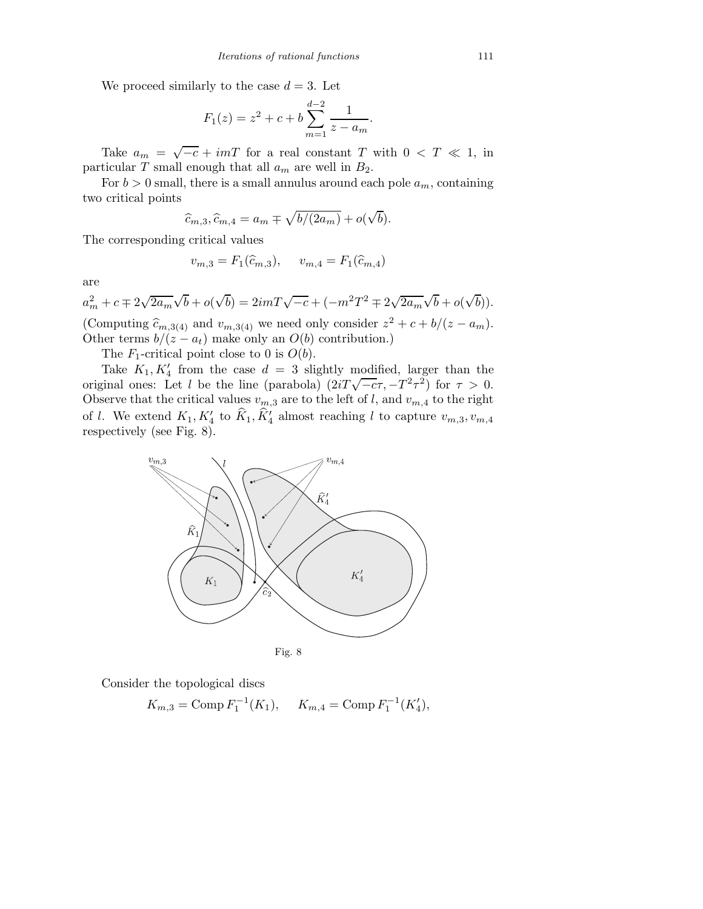We proceed similarly to the case $d = 3$. Let

$$F_1(z) = z^2 + c + b \sum_{m=1}^{d-2} \frac{1}{z - a_m}.$$

Take $a_m = \sqrt{-c} + imT$ for a real constant $T$ with $0 < T \ll 1$, in particular $T$ small enough that all $a_m$ are well in $B_2$.

For $b > 0$ small, there is a small annulus around each pole $a_m$, containing two critical points

$$\widehat{c}_{m,3}, \widehat{c}_{m,4} = a_m \mp \sqrt{b/(2a_m)} + o(\sqrt{b}).$$

The corresponding critical values

$$v_{m,3} = F_1(\widehat{c}_{m,3}), \quad v_{m,4} = F_1(\widehat{c}_{m,4})$$

are

$$a_m^2 + c \mp 2\sqrt{2a_m}\sqrt{b} + o(\sqrt{b}) = 2imT\sqrt{-c} + (-m^2T^2 \mp 2\sqrt{2a_m}\sqrt{b} + o(\sqrt{b})).$$

(Computing $\widehat{c}_{m,3(4)}$ and $v_{m,3(4)}$ we need only consider $z^2 + c + b/(z - a_m)$. Other terms $b/(z - a_t)$ make only an $O(b)$ contribution.)

The $F_1$-critical point close to 0 is $O(b)$.

Take $K_1, K_4'$ from the case $d = 3$ slightly modified, larger than the original ones: Let $l$ be the line (parabola) $(2iT\sqrt{-c}\tau, -T^2\tau^2)$ for $\tau > 0$. Observe that the critical values $v_{m,3}$ are to the left of $l$, and $v_{m,4}$ to the right of $l$. We extend $K_1, K_4'$ to $\widehat{K}_1, \widehat{K}_4'$ almost reaching $l$ to capture $v_{m,3}, v_{m,4}$ respectively (see Fig. 8).

Fig. 8

Consider the topological discs

$$K_{m,3} = \operatorname{Comp} F_1^{-1}(K_1), \quad K_{m,4} = \operatorname{Comp} F_1^{-1}(K_4'),$$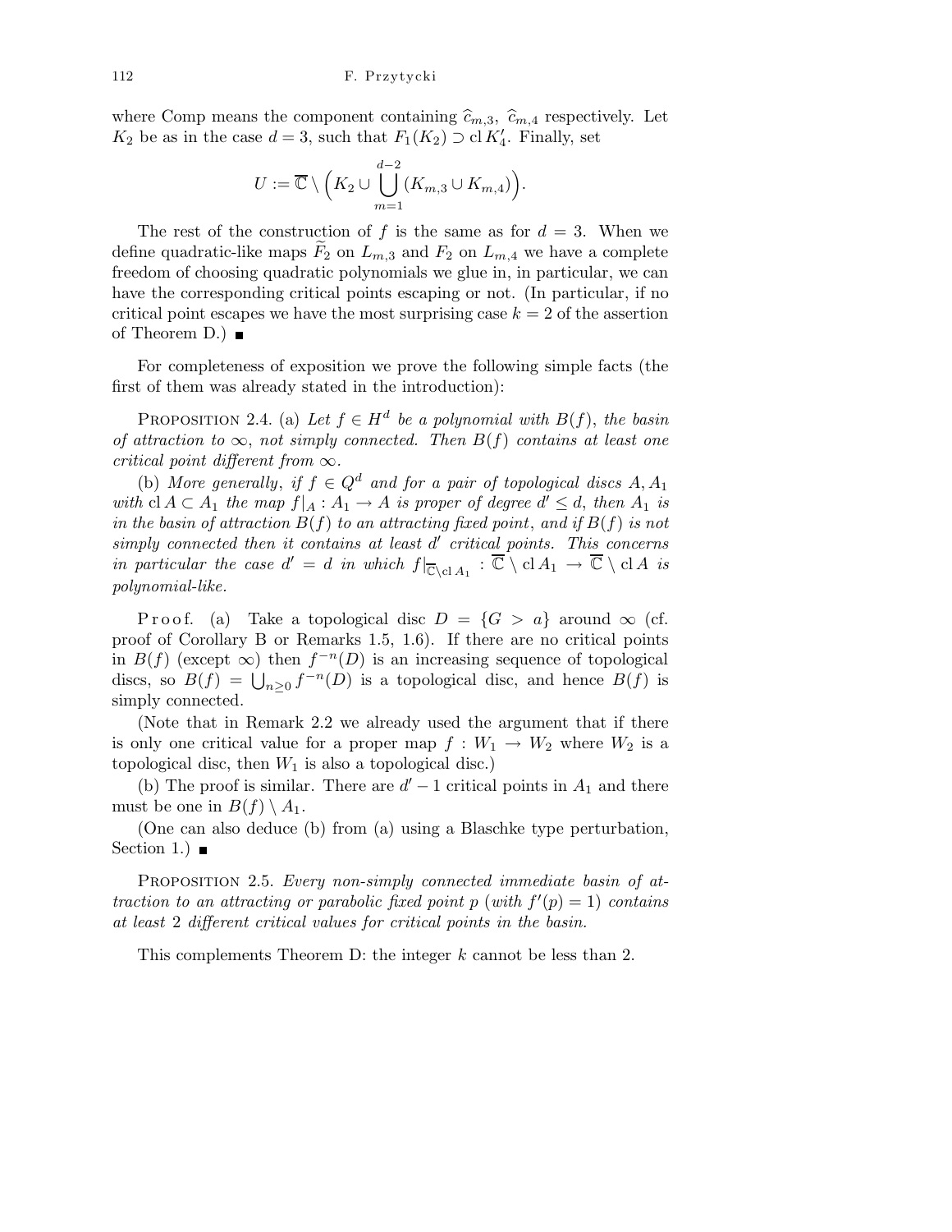where Comp means the component containing $\widehat{c}_{m,3}$, $\widehat{c}_{m,4}$ respectively. Let $K_2$ be as in the case $d = 3$, such that $F_1(K_2) \supset \mathrm{cl}\, K_4'$. Finally, set

$$U := \overline{\mathbb{C}} \setminus \Big( K_2 \cup \bigcup_{m=1}^{d-2} (K_{m,3} \cup K_{m,4}) \Big).$$

The rest of the construction of $f$ is the same as for $d = 3$. When we define quadratic-like maps $\widetilde{F}_2$ on $L_{m,3}$ and $F_2$ on $L_{m,4}$ we have a complete freedom of choosing quadratic polynomials we glue in, in particular, we can have the corresponding critical points escaping or not. (In particular, if no critical point escapes we have the most surprising case $k = 2$ of the assertion of Theorem D.) ■

For completeness of exposition we prove the following simple facts (the first of them was already stated in the introduction):

PROPOSITION 2.4. (a) *Let $f \in H^d$ be a polynomial with $B(f)$, the basin of attraction to $\infty$, not simply connected. Then $B(f)$ contains at least one critical point different from $\infty$.*

(b) *More generally, if $f \in Q^d$ and for a pair of topological discs $A, A_1$ with $\mathrm{cl}\, A \subset A_1$ the map $f|_A : A_1 \to A$ is proper of degree $d' \le d$, then $A_1$ is in the basin of attraction $B(f)$ to an attracting fixed point, and if $B(f)$ is not simply connected then it contains at least $d'$ critical points. This concerns in particular the case $d' = d$ in which $f|_{\overline{\mathbb{C}} \setminus \mathrm{cl}\, A_1} : \overline{\mathbb{C}} \setminus \mathrm{cl}\, A_1 \to \overline{\mathbb{C}} \setminus \mathrm{cl}\, A$ is polynomial-like.*

Proof. (a) Take a topological disc $D = \{G > a\}$ around $\infty$ (cf. proof of Corollary B or Remarks 1.5, 1.6). If there are no critical points in $B(f)$ (except $\infty$) then $f^{-n}(D)$ is an increasing sequence of topological discs, so $B(f) = \bigcup_{n \ge 0} f^{-n}(D)$ is a topological disc, and hence $B(f)$ is simply connected.

(Note that in Remark 2.2 we already used the argument that if there is only one critical value for a proper map $f : W_1 \to W_2$ where $W_2$ is a topological disc, then $W_1$ is also a topological disc.)

(b) The proof is similar. There are $d' - 1$ critical points in $A_1$ and there must be one in $B(f) \setminus A_1$.

(One can also deduce (b) from (a) using a Blaschke type perturbation, Section 1.) ■

PROPOSITION 2.5. *Every non-simply connected immediate basin of attraction to an attracting or parabolic fixed point $p$ (with $f'(p) = 1$) contains at least 2 different critical values for critical points in the basin.*

This complements Theorem D: the integer $k$ cannot be less than 2.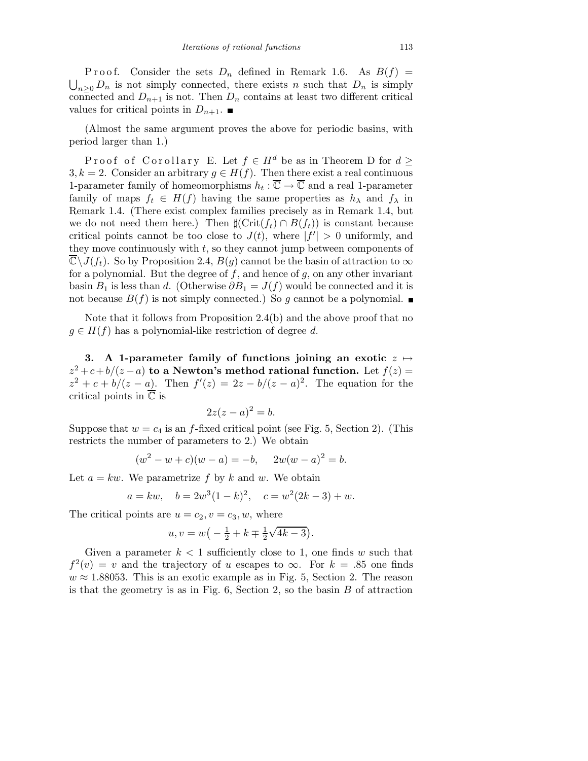Proof. Consider the sets $D_n$ defined in Remark 1.6. As $B(f) = \bigcup_{n\ge 0} D_n$ is not simply connected, there exists $n$ such that $D_n$ is simply connected and $D_{n+1}$ is not. Then $D_n$ contains at least two different critical values for critical points in $D_{n+1}$. ∎

(Almost the same argument proves the above for periodic basins, with period larger than 1.)

Proof of Corollary E. Let $f \in H^d$ be as in Theorem D for $d \ge 3, k = 2$. Consider an arbitrary $g \in H(f)$. Then there exist a real continuous 1-parameter family of homeomorphisms $h_t : \overline{\mathbb{C}} \to \overline{\mathbb{C}}$ and a real 1-parameter family of maps $f_t \in H(f)$ having the same properties as $h_\lambda$ and $f_\lambda$ in Remark 1.4. (There exist complex families precisely as in Remark 1.4, but we do not need them here.) Then $\sharp(\mathrm{Crit}(f_t) \cap B(f_t))$ is constant because critical points cannot be too close to $J(t)$, where $|f'| > 0$ uniformly, and they move continuously with $t$, so they cannot jump between components of $\overline{\mathbb{C}} \setminus J(f_t)$. So by Proposition 2.4, $B(g)$ cannot be the basin of attraction to $\infty$ for a polynomial. But the degree of $f$, and hence of $g$, on any other invariant basin $B_1$ is less than $d$. (Otherwise $\partial B_1 = J(f)$ would be connected and it is not because $B(f)$ is not simply connected.) So $g$ cannot be a polynomial. ∎

Note that it follows from Proposition 2.4(b) and the above proof that no $g \in H(f)$ has a polynomial-like restriction of degree $d$.

**3. A 1-parameter family of functions joining an exotic $z \mapsto z^2 + c + b/(z-a)$ to a Newton's method rational function.** Let $f(z) = z^2 + c + b/(z-a)$. Then $f'(z) = 2z - b/(z-a)^2$. The equation for the critical points in $\overline{\mathbb{C}}$ is

$$2z(z-a)^2 = b.$$

Suppose that $w = c_4$ is an $f$-fixed critical point (see Fig. 5, Section 2). (This restricts the number of parameters to 2.) We obtain

$$(w^2 - w + c)(w-a) = -b, \quad 2w(w-a)^2 = b.$$

Let $a = kw$. We parametrize $f$ by $k$ and $w$. We obtain

$$a = kw, \quad b = 2w^3(1-k)^2, \quad c = w^2(2k-3) + w.$$

The critical points are $u = c_2, v = c_3, w$, where

$$u, v = w\big(-\tfrac{1}{2} + k \mp \tfrac{1}{2}\sqrt{4k-3}\big).$$

Given a parameter $k < 1$ sufficiently close to 1, one finds $w$ such that $f^2(v) = v$ and the trajectory of $u$ escapes to $\infty$. For $k = .85$ one finds $w \approx 1.88053$. This is an exotic example as in Fig. 5, Section 2. The reason is that the geometry is as in Fig. 6, Section 2, so the basin $B$ of attraction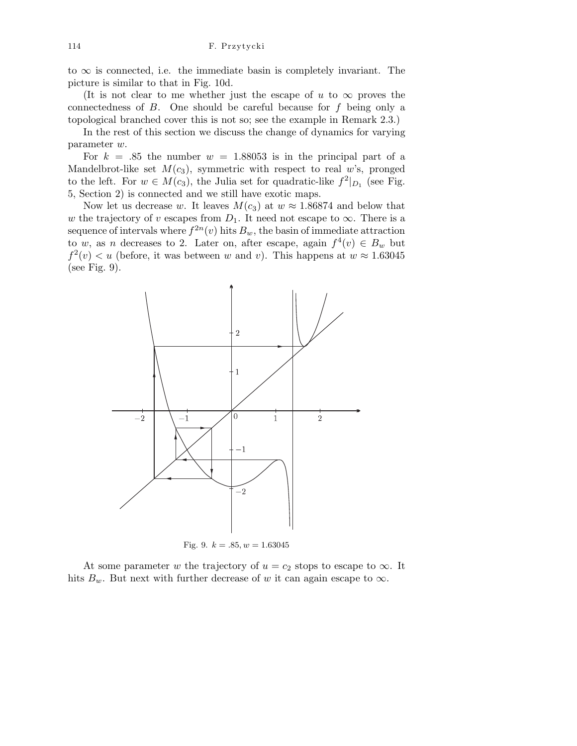to $\infty$ is connected, i.e. the immediate basin is completely invariant. The picture is similar to that in Fig. 10d.

(It is not clear to me whether just the escape of $u$ to $\infty$ proves the connectedness of $B$. One should be careful because for $f$ being only a topological branched cover this is not so; see the example in Remark 2.3.)

In the rest of this section we discuss the change of dynamics for varying parameter $w$.

For $k = .85$ the number $w = 1.88053$ is in the principal part of a Mandelbrot-like set $M(c_3)$, symmetric with respect to real $w$'s, pronged to the left. For $w \in M(c_3)$, the Julia set for quadratic-like $f^2|_{D_1}$ (see Fig. 5, Section 2) is connected and we still have exotic maps.

Now let us decrease $w$. It leaves $M(c_3)$ at $w \approx 1.86874$ and below that $w$ the trajectory of $v$ escapes from $D_1$. It need not escape to $\infty$. There is a sequence of intervals where $f^{2n}(v)$ hits $B_w$, the basin of immediate attraction to $w$, as $n$ decreases to 2. Later on, after escape, again $f^4(v) \in B_w$ but $f^2(v) < u$ (before, it was between $w$ and $v$). This happens at $w \approx 1.63045$ (see Fig. 9).

Fig. 9. $k = .85, w = 1.63045$

At some parameter $w$ the trajectory of $u = c_2$ stops to escape to $\infty$. It hits $B_w$. But next with further decrease of $w$ it can again escape to $\infty$.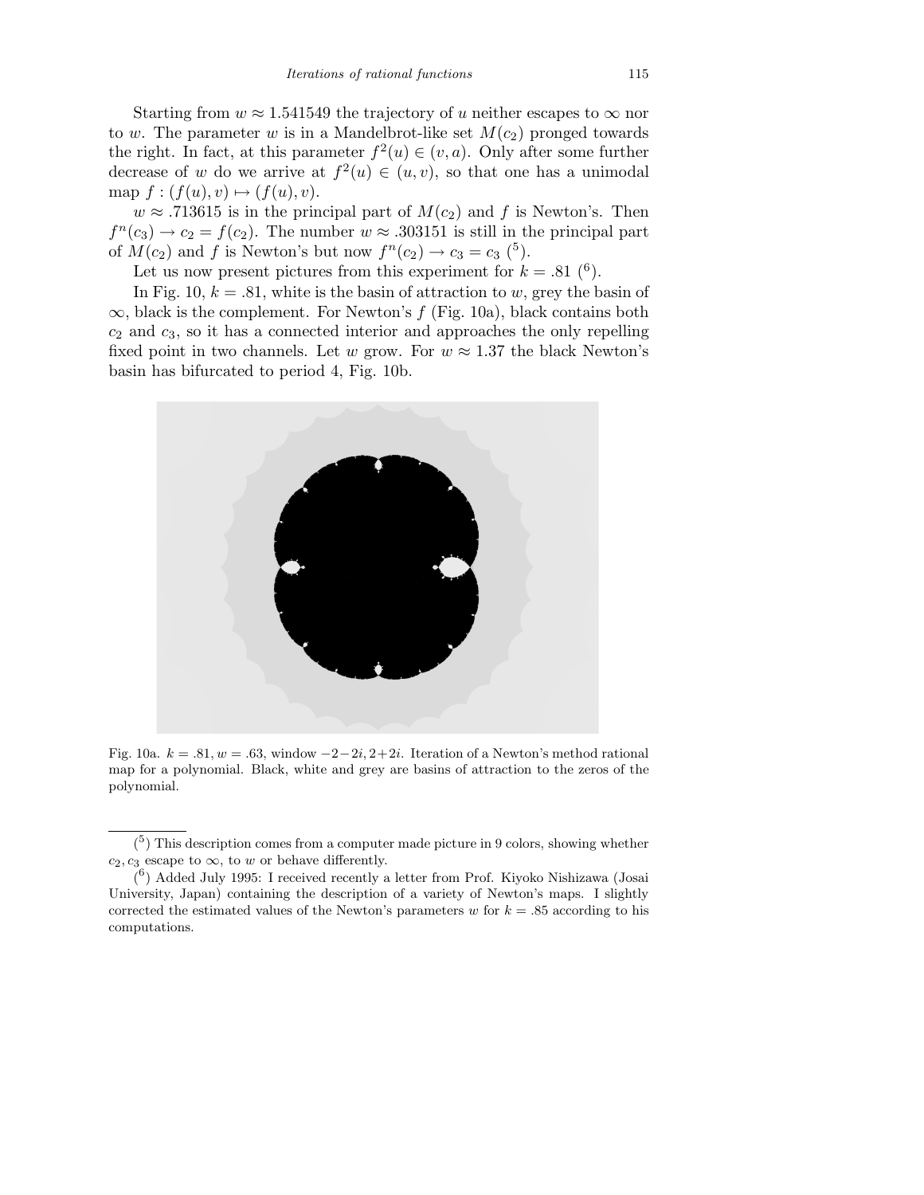Starting from $w \approx 1.541549$ the trajectory of $u$ neither escapes to $\infty$ nor to $w$. The parameter $w$ is in a Mandelbrot-like set $M(c_2)$ pronged towards the right. In fact, at this parameter $f^2(u) \in (v, a)$. Only after some further decrease of $w$ do we arrive at $f^2(u) \in (u, v)$, so that one has a unimodal map $f : (f(u), v) \mapsto (f(u), v)$.

$w \approx .713615$ is in the principal part of $M(c_2)$ and $f$ is Newton's. Then $f^n(c_3) \to c_2 = f(c_2)$. The number $w \approx .303151$ is still in the principal part of $M(c_2)$ and $f$ is Newton's but now $f^n(c_2) \to c_3 = c_3$ (5).

Let us now present pictures from this experiment for $k = .81$ (6).

In Fig. 10, $k = .81$, white is the basin of attraction to $w$, grey the basin of $\infty$, black is the complement. For Newton's $f$ (Fig. 10a), black contains both $c_2$ and $c_3$, so it has a connected interior and approaches the only repelling fixed point in two channels. Let $w$ grow. For $w \approx 1.37$ the black Newton's basin has bifurcated to period 4, Fig. 10b.

Fig. 10a. $k = .81, w = .63$, window $-2-2i, 2+2i$. Iteration of a Newton's method rational map for a polynomial. Black, white and grey are basins of attraction to the zeros of the polynomial.

---

(5) This description comes from a computer made picture in 9 colors, showing whether $c_2, c_3$ escape to $\infty$, to $w$ or behave differently.

(6) Added July 1995: I received recently a letter from Prof. Kiyoko Nishizawa (Josai University, Japan) containing the description of a variety of Newton's maps. I slightly corrected the estimated values of the Newton's parameters $w$ for $k = .85$ according to his computations.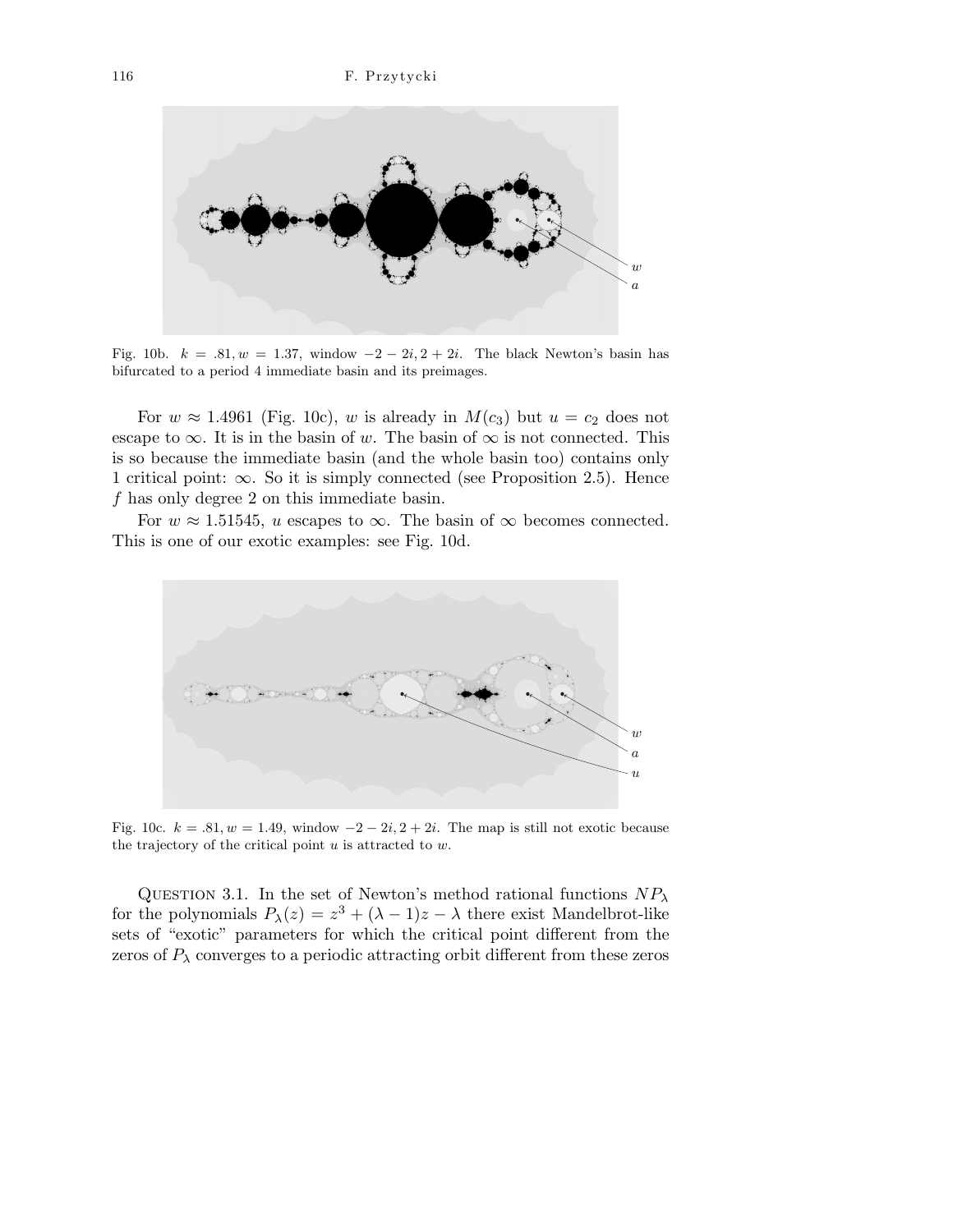Fig. 10b. $k = .81, w = 1.37$, window $-2 - 2i, 2 + 2i$. The black Newton's basin has bifurcated to a period 4 immediate basin and its preimages.

For $w \approx 1.4961$ (Fig. 10c), $w$ is already in $M(c_3)$ but $u = c_2$ does not escape to $\infty$. It is in the basin of $w$. The basin of $\infty$ is not connected. This is so because the immediate basin (and the whole basin too) contains only 1 critical point: $\infty$. So it is simply connected (see Proposition 2.5). Hence $f$ has only degree 2 on this immediate basin.

For $w \approx 1.51545$, $u$ escapes to $\infty$. The basin of $\infty$ becomes connected. This is one of our exotic examples: see Fig. 10d.

Fig. 10c. $k = .81, w = 1.49$, window $-2 - 2i, 2 + 2i$. The map is still not exotic because the trajectory of the critical point $u$ is attracted to $w$.

Question 3.1. In the set of Newton's method rational functions $NP_\lambda$ for the polynomials $P_\lambda(z) = z^3 + (\lambda - 1)z - \lambda$ there exist Mandelbrot-like sets of "exotic" parameters for which the critical point different from the zeros of $P_\lambda$ converges to a periodic attracting orbit different from these zeros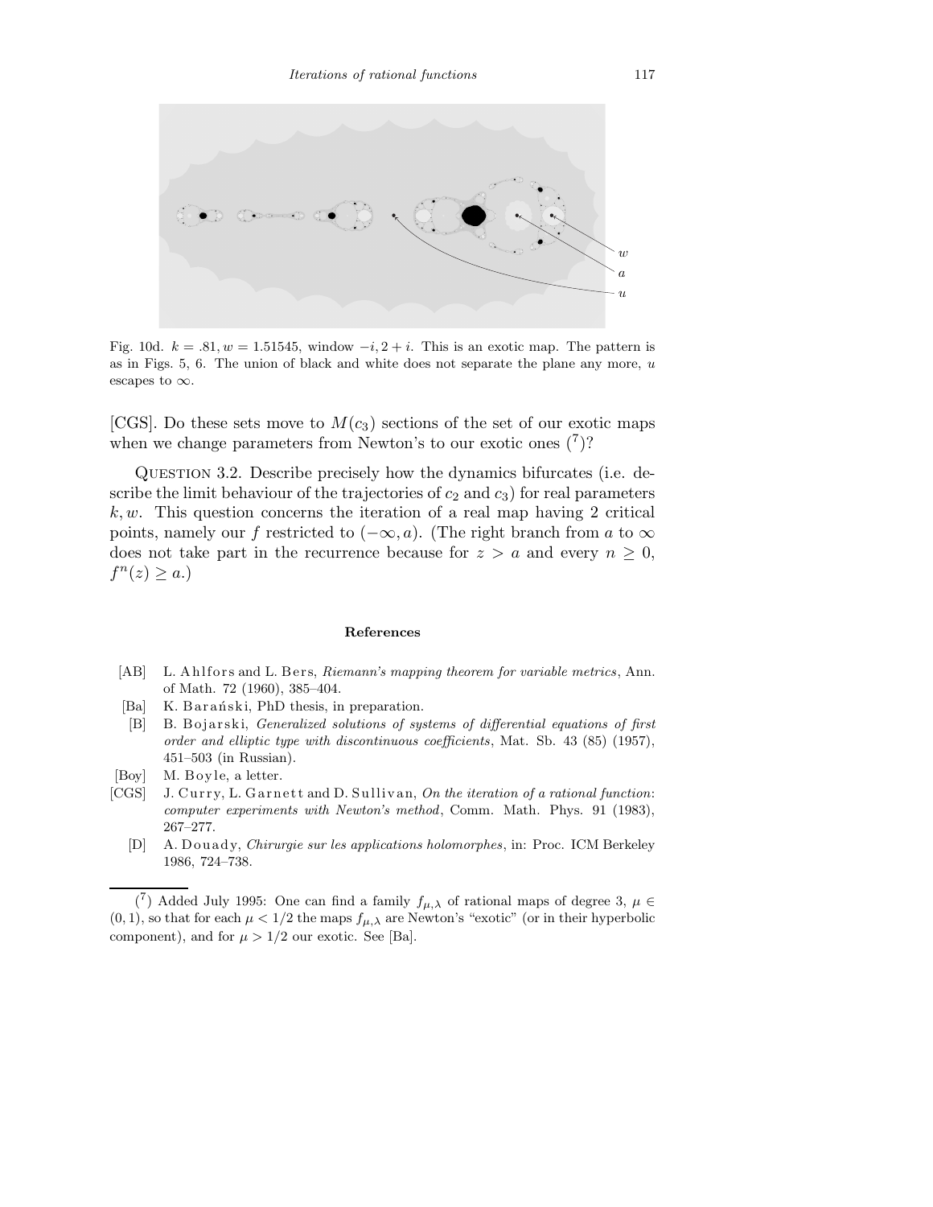Fig. 10d. $k = .81, w = 1.51545$, window $-i, 2+i$. This is an exotic map. The pattern is as in Figs. 5, 6. The union of black and white does not separate the plane any more, $u$ escapes to $\infty$.

[CGS]. Do these sets move to $M(c_3)$ sections of the set of our exotic maps when we change parameters from Newton's to our exotic ones ([7])?

QUESTION 3.2. Describe precisely how the dynamics bifurcates (i.e. describe the limit behaviour of the trajectories of $c_2$ and $c_3$) for real parameters $k, w$. This question concerns the iteration of a real map having 2 critical points, namely our $f$ restricted to $(-\infty, a)$. (The right branch from $a$ to $\infty$ does not take part in the recurrence because for $z > a$ and every $n \geq 0$, $f^n(z) \geq a$.)

## References

[AB] L. Ahlfors and L. Bers, *Riemann's mapping theorem for variable metrics*, Ann. of Math. 72 (1960), 385–404.

[Ba] K. Barański, PhD thesis, in preparation.

[B] B. Bojarski, *Generalized solutions of systems of differential equations of first order and elliptic type with discontinuous coefficients*, Mat. Sb. 43 (85) (1957), 451–503 (in Russian).

[Boy] M. Boyle, a letter.

[CGS] J. Curry, L. Garnett and D. Sullivan, *On the iteration of a rational function: computer experiments with Newton's method*, Comm. Math. Phys. 91 (1983), 267–277.

[D] A. Douady, *Chirurgie sur les applications holomorphes*, in: Proc. ICM Berkeley 1986, 724–738.

---

([7]) Added July 1995: One can find a family $f_{\mu,\lambda}$ of rational maps of degree 3, $\mu \in (0,1)$, so that for each $\mu < 1/2$ the maps $f_{\mu,\lambda}$ are Newton's "exotic" (or in their hyperbolic component), and for $\mu > 1/2$ our exotic. See [Ba].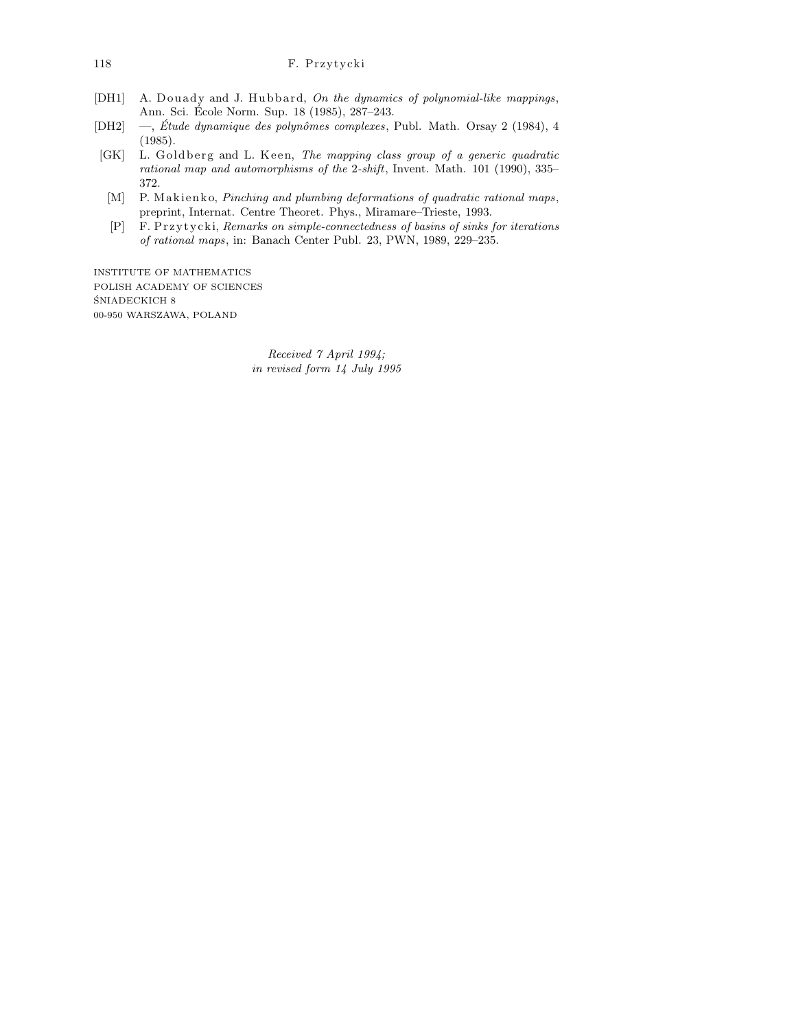[DH1] A. Douady and J. Hubbard, *On the dynamics of polynomial-like mappings*, Ann. Sci. École Norm. Sup. 18 (1985), 287–243.

[DH2] —, *Étude dynamique des polynômes complexes*, Publ. Math. Orsay 2 (1984), 4 (1985).

[GK] L. Goldberg and L. Keen, *The mapping class group of a generic quadratic rational map and automorphisms of the* 2*-shift*, Invent. Math. 101 (1990), 335–372.

[M] P. Makienko, *Pinching and plumbing deformations of quadratic rational maps*, preprint, Internat. Centre Theoret. Phys., Miramare–Trieste, 1993.

[P] F. Przytycki, *Remarks on simple-connectedness of basins of sinks for iterations of rational maps*, in: Banach Center Publ. 23, PWN, 1989, 229–235.

INSTITUTE OF MATHEMATICS
POLISH ACADEMY OF SCIENCES
ŚNIADECKICH 8
00-950 WARSZAWA, POLAND

*Received 7 April 1994;*
*in revised form 14 July 1995*